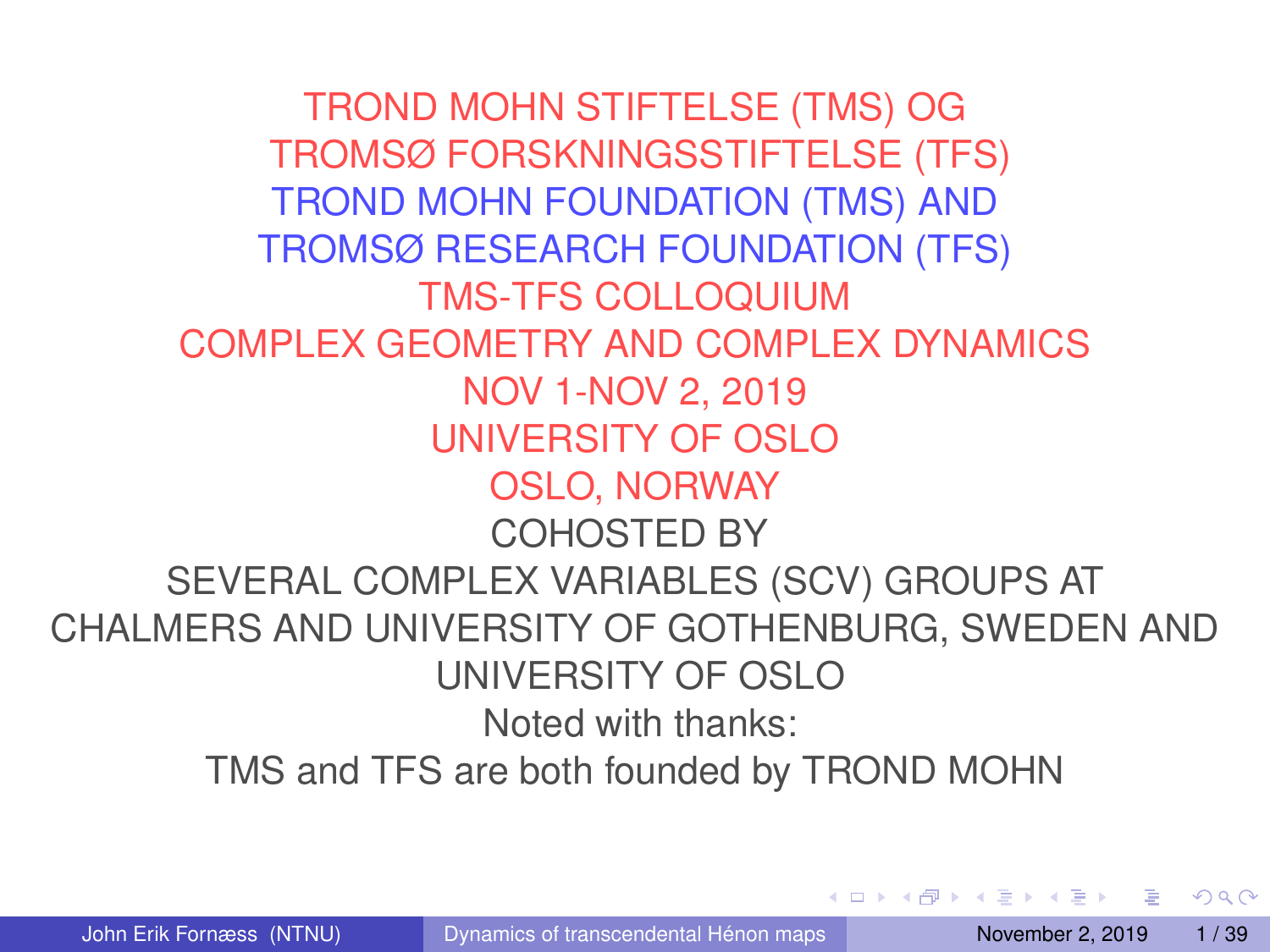TROND MOHN STIFTELSE (TMS) OG
TROMSØ FORSKNINGSSTIFTELSE (TFS)

TROND MOHN FOUNDATION (TMS) AND
TROMSØ RESEARCH FOUNDATION (TFS)

TMS-TFS COLLOQUIUM

COMPLEX GEOMETRY AND COMPLEX DYNAMICS

NOV 1-NOV 2, 2019

UNIVERSITY OF OSLO

OSLO, NORWAY

COHOSTED BY

SEVERAL COMPLEX VARIABLES (SCV) GROUPS AT
CHALMERS AND UNIVERSITY OF GOTHENBURG, SWEDEN AND
UNIVERSITY OF OSLO

Noted with thanks:

TMS and TFS are both founded by TROND MOHN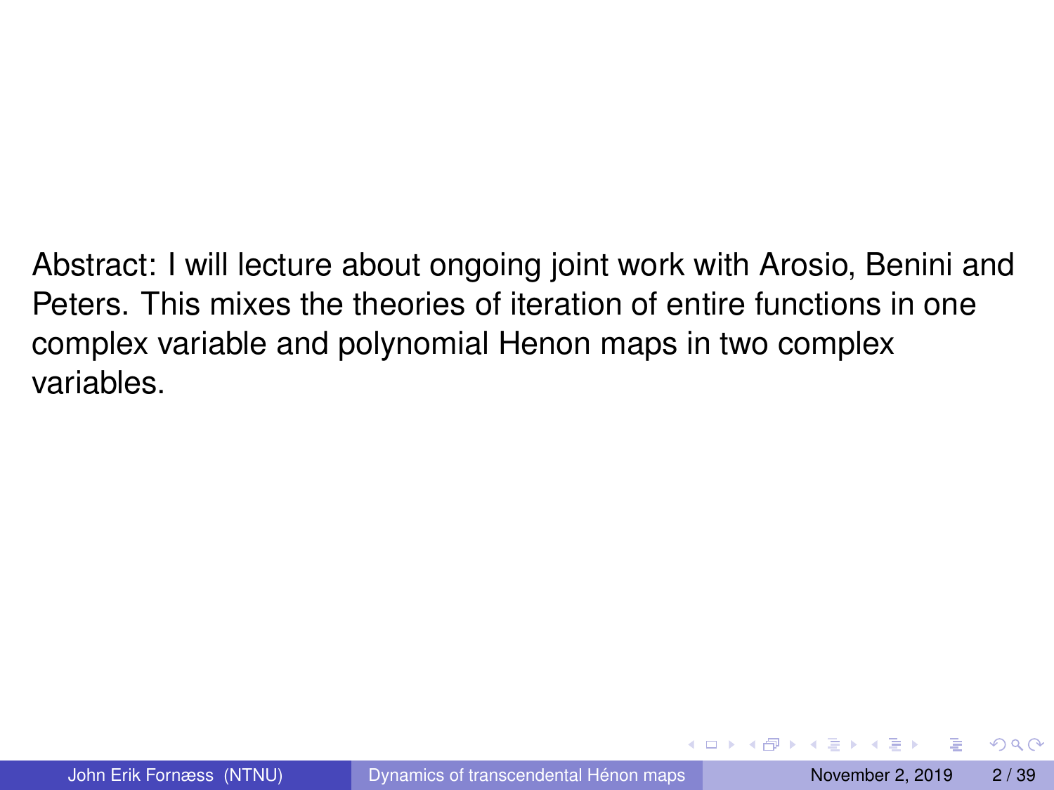Abstract: I will lecture about ongoing joint work with Arosio, Benini and Peters. This mixes the theories of iteration of entire functions in one complex variable and polynomial Henon maps in two complex variables.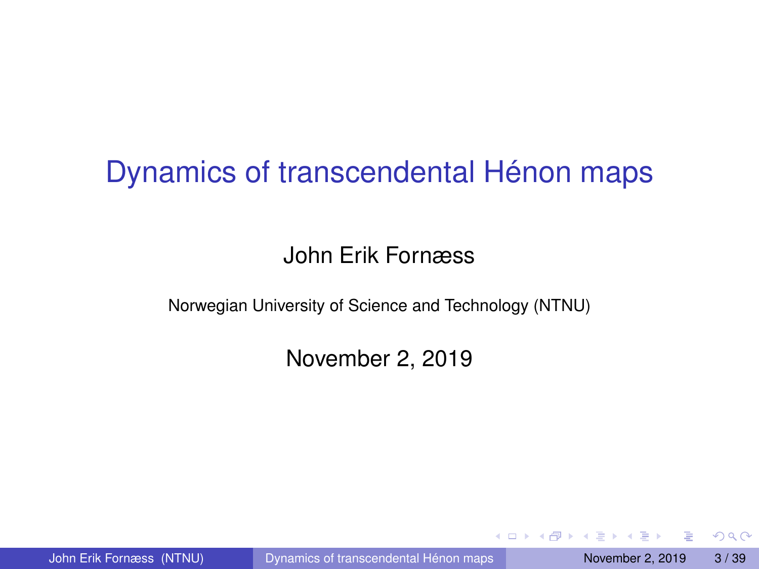# Dynamics of transcendental Hénon maps

John Erik Fornæss

Norwegian University of Science and Technology (NTNU)

November 2, 2019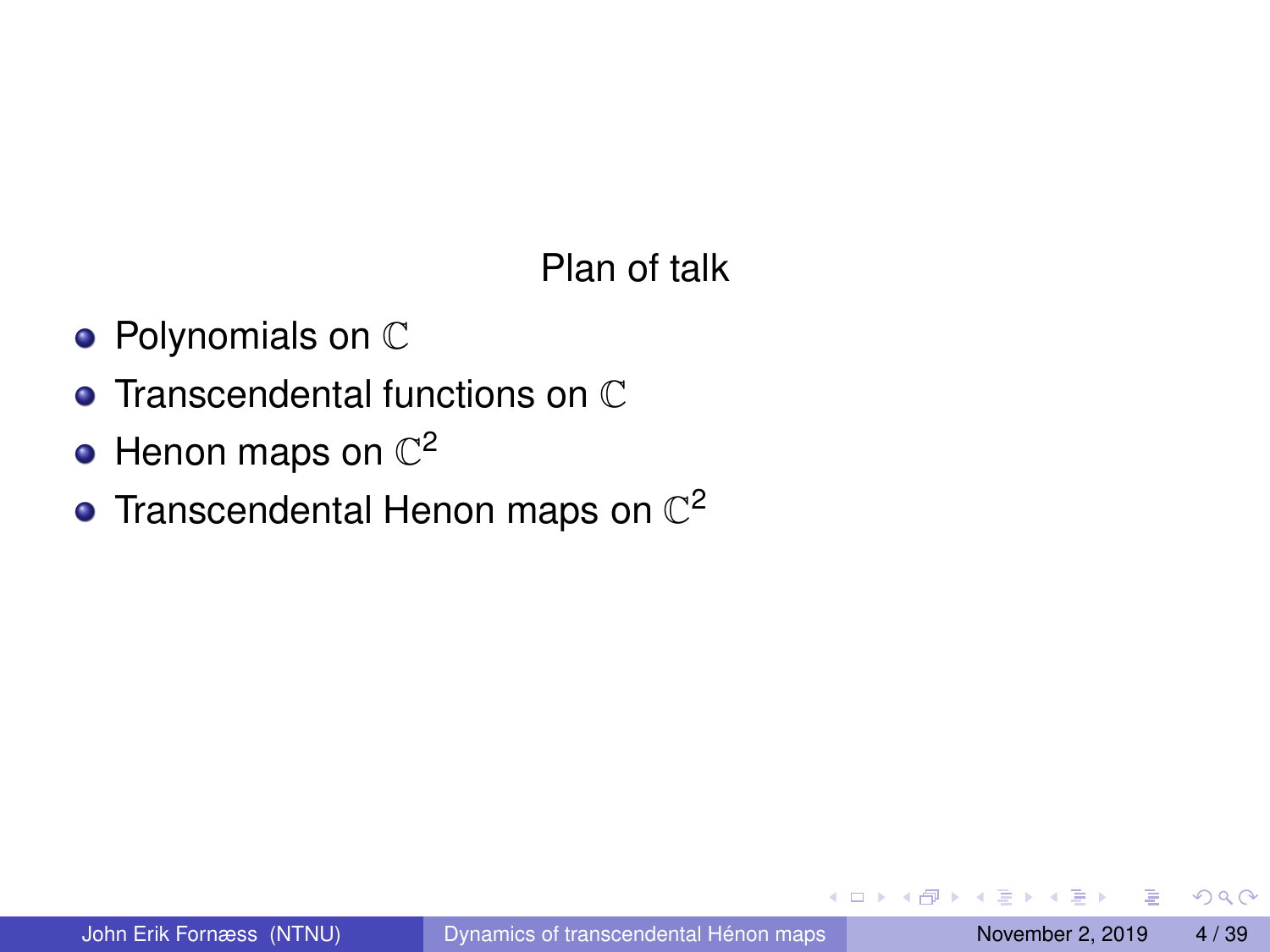## Plan of talk

- Polynomials on $\mathbb{C}$
- Transcendental functions on $\mathbb{C}$
- Henon maps on $\mathbb{C}^2$
- Transcendental Henon maps on $\mathbb{C}^2$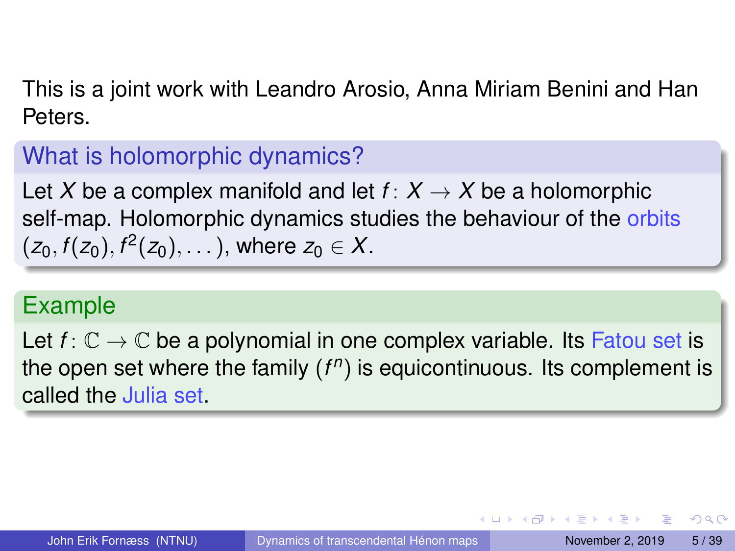This is a joint work with Leandro Arosio, Anna Miriam Benini and Han Peters.

### What is holomorphic dynamics?

Let $X$ be a complex manifold and let $f\colon X \to X$ be a holomorphic self-map. Holomorphic dynamics studies the behaviour of the orbits $(z_0, f(z_0), f^2(z_0), \dots)$, where $z_0 \in X$.

### Example

Let $f\colon \mathbb{C} \to \mathbb{C}$ be a polynomial in one complex variable. Its Fatou set is the open set where the family $(f^n)$ is equicontinuous. Its complement is called the Julia set.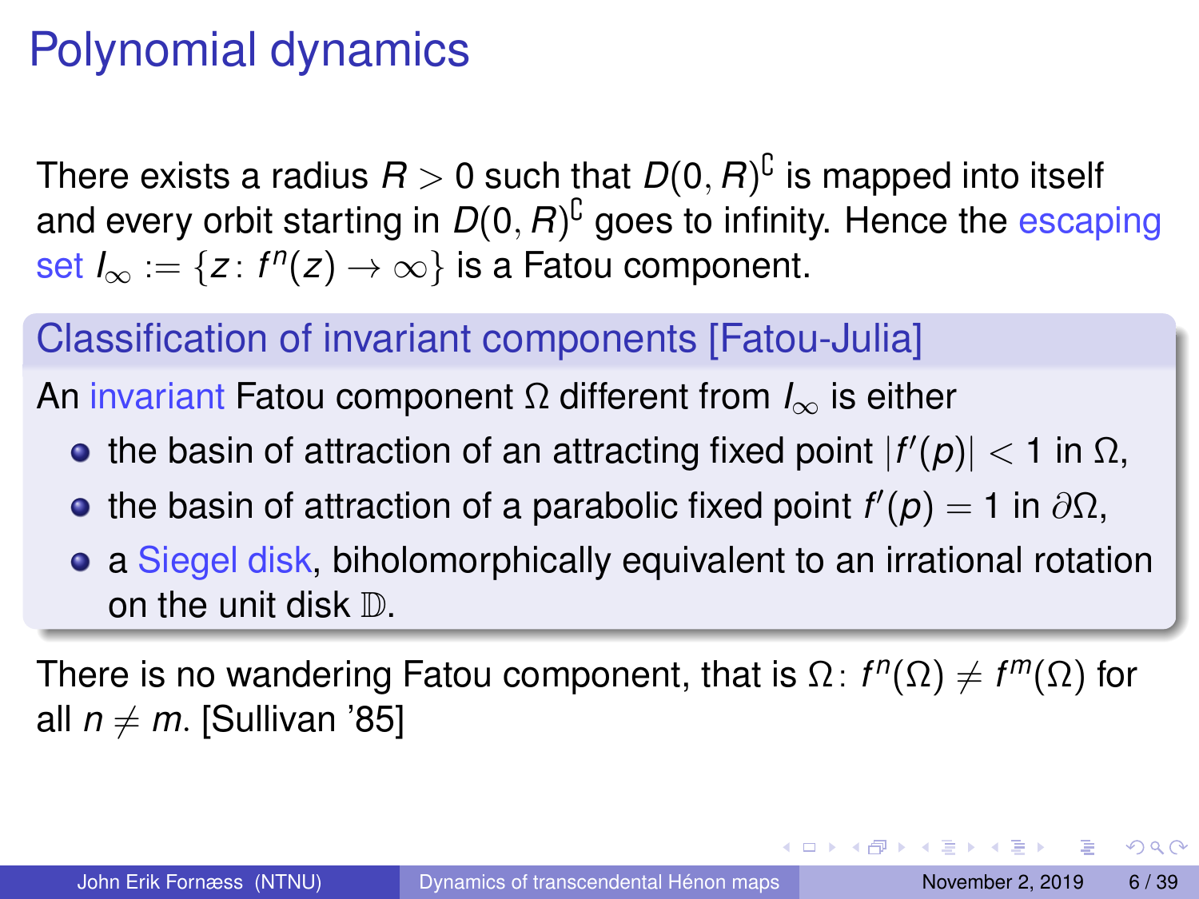# Polynomial dynamics

There exists a radius $R > 0$ such that $D(0, R)^\complement$ is mapped into itself and every orbit starting in $D(0, R)^\complement$ goes to infinity. Hence the escaping set $I_\infty := \{z \colon f^n(z) \to \infty\}$ is a Fatou component.

## Classification of invariant components [Fatou-Julia]

An invariant Fatou component $\Omega$ different from $I_\infty$ is either

- the basin of attraction of an attracting fixed point $|f'(p)| < 1$ in $\Omega$,
- the basin of attraction of a parabolic fixed point $f'(p) = 1$ in $\partial\Omega$,
- a Siegel disk, biholomorphically equivalent to an irrational rotation on the unit disk $\mathbb{D}$.

There is no wandering Fatou component, that is $\Omega \colon f^n(\Omega) \neq f^m(\Omega)$ for all $n \neq m$. [Sullivan '85]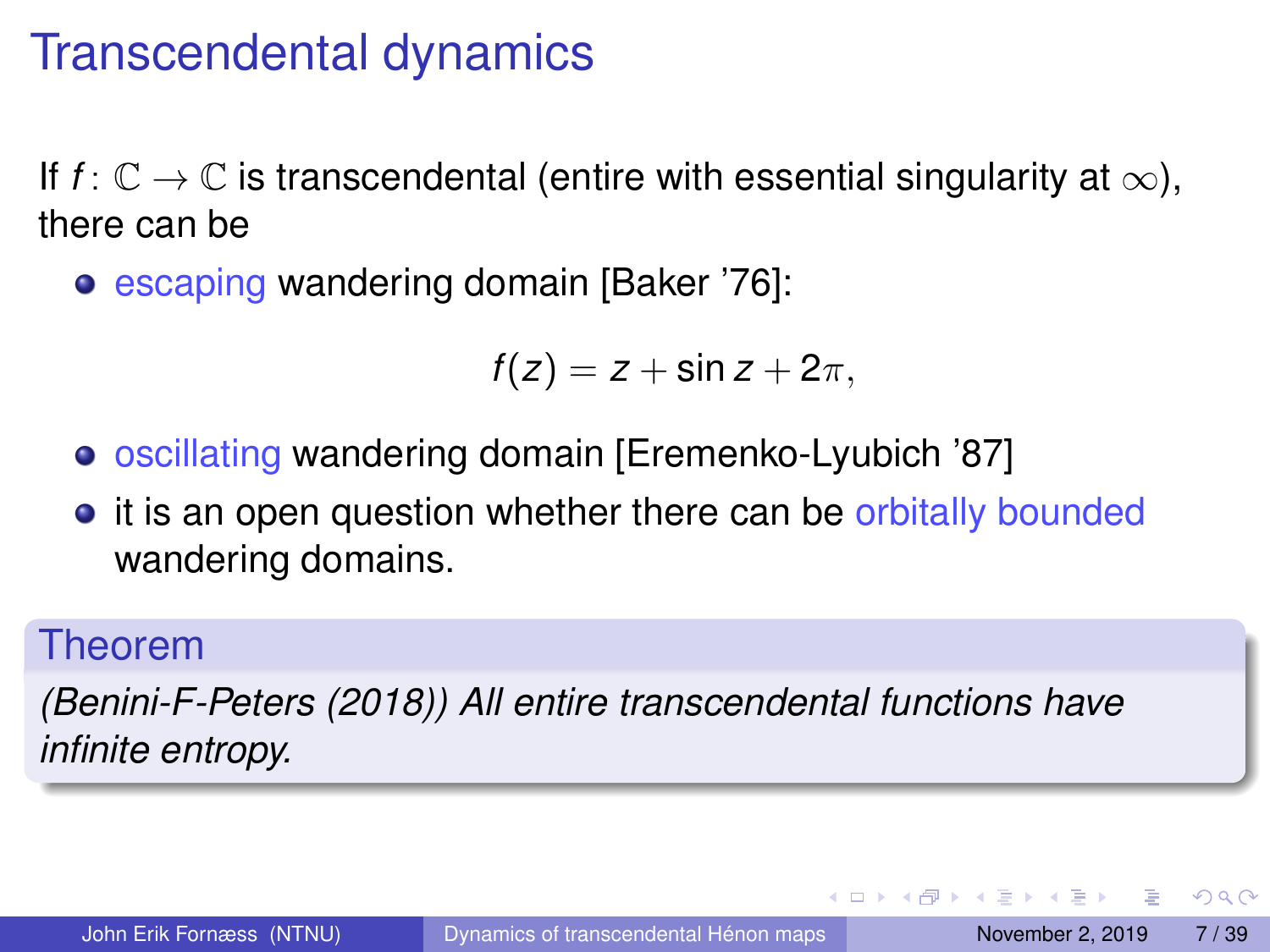# Transcendental dynamics

If $f\colon \mathbb{C} \to \mathbb{C}$ is transcendental (entire with essential singularity at $\infty$), there can be

- escaping wandering domain [Baker '76]:

$$f(z) = z + \sin z + 2\pi,$$

- oscillating wandering domain [Eremenko-Lyubich '87]
- it is an open question whether there can be orbitally bounded wandering domains.

**Theorem**

*(Benini-F-Peters (2018)) All entire transcendental functions have infinite entropy.*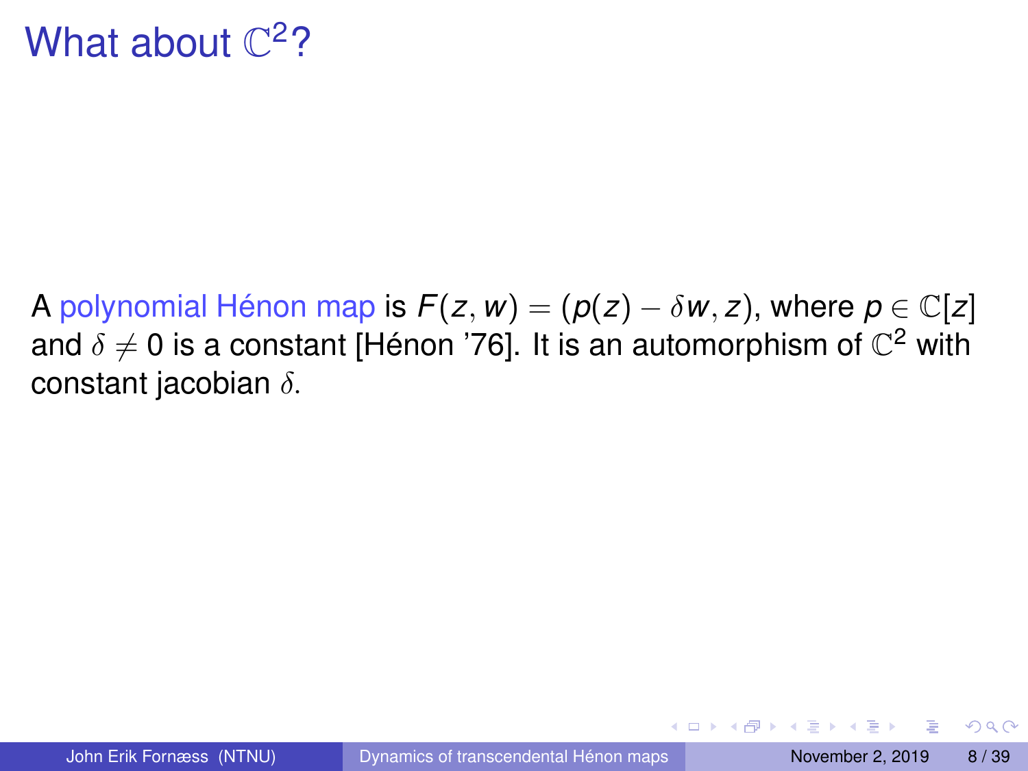# What about $\mathbb{C}^2$?

A polynomial Hénon map is $F(z, w) = (p(z) - \delta w, z)$, where $p \in \mathbb{C}[z]$ and $\delta \neq 0$ is a constant [Hénon '76]. It is an automorphism of $\mathbb{C}^2$ with constant jacobian $\delta$.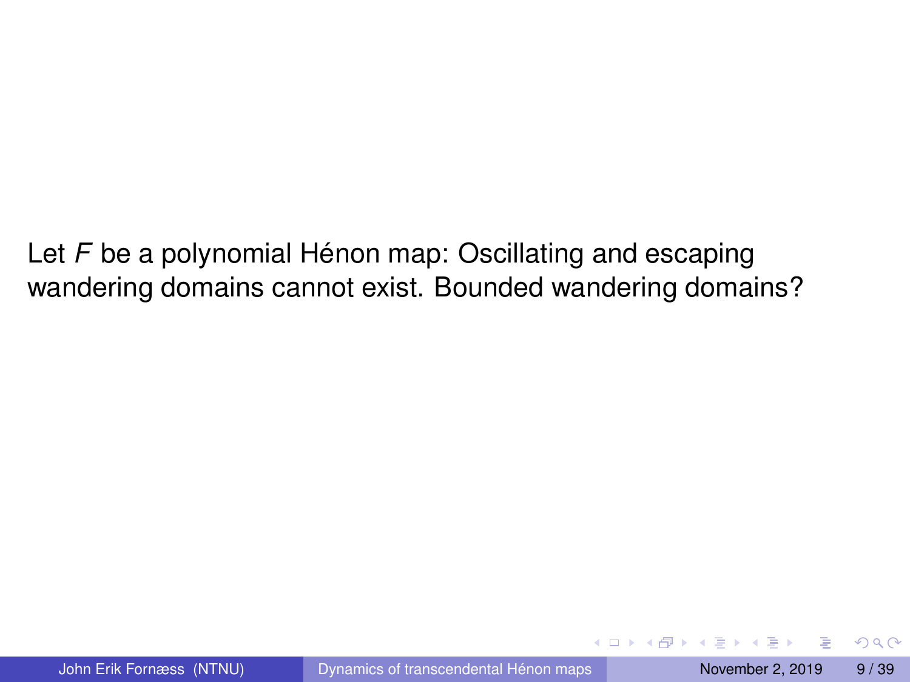Let $F$ be a polynomial Hénon map: Oscillating and escaping wandering domains cannot exist. Bounded wandering domains?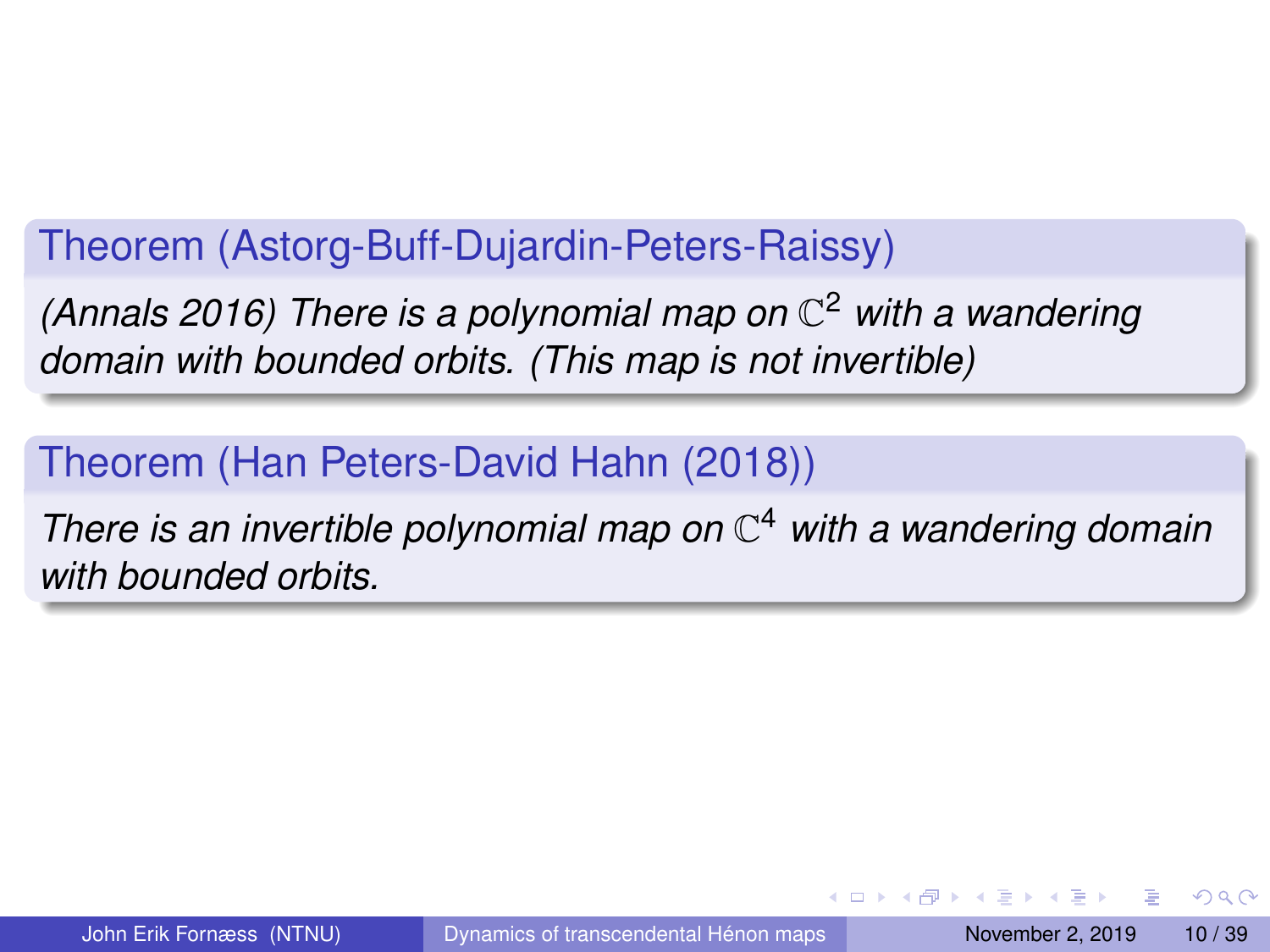**Theorem (Astorg-Buff-Dujardin-Peters-Raissy)**

*(Annals 2016) There is a polynomial map on $\mathbb{C}^2$ with a wandering domain with bounded orbits. (This map is not invertible)*

**Theorem (Han Peters-David Hahn (2018))**

*There is an invertible polynomial map on $\mathbb{C}^4$ with a wandering domain with bounded orbits.*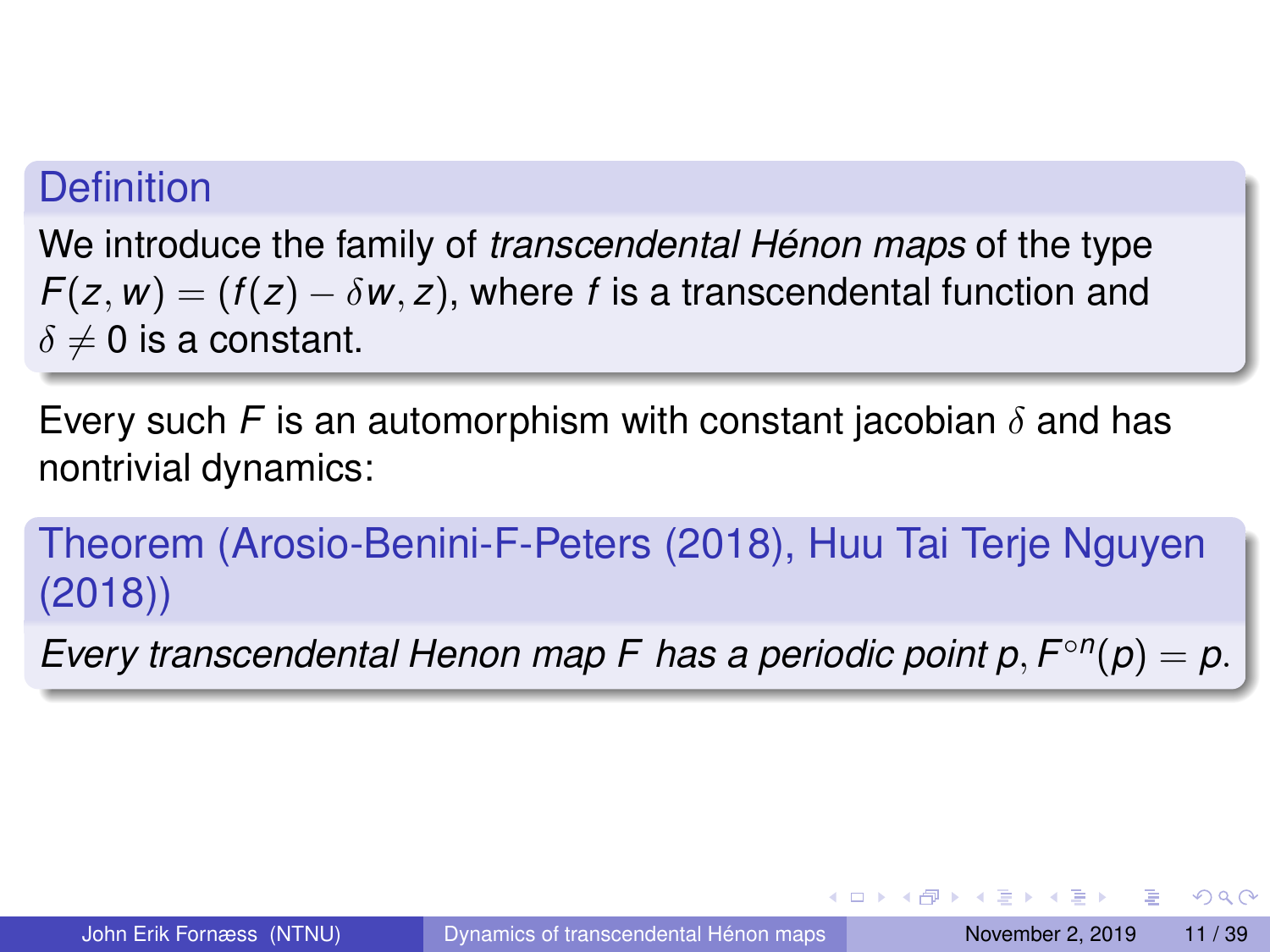**Definition**

We introduce the family of *transcendental Hénon maps* of the type $F(z, w) = (f(z) - \delta w, z)$, where $f$ is a transcendental function and $\delta \neq 0$ is a constant.

Every such $F$ is an automorphism with constant jacobian $\delta$ and has nontrivial dynamics:

**Theorem (Arosio-Benini-F-Peters (2018), Huu Tai Terje Nguyen (2018))**

*Every transcendental Henon map $F$ has a periodic point $p$, $F^{\circ n}(p) = p$.*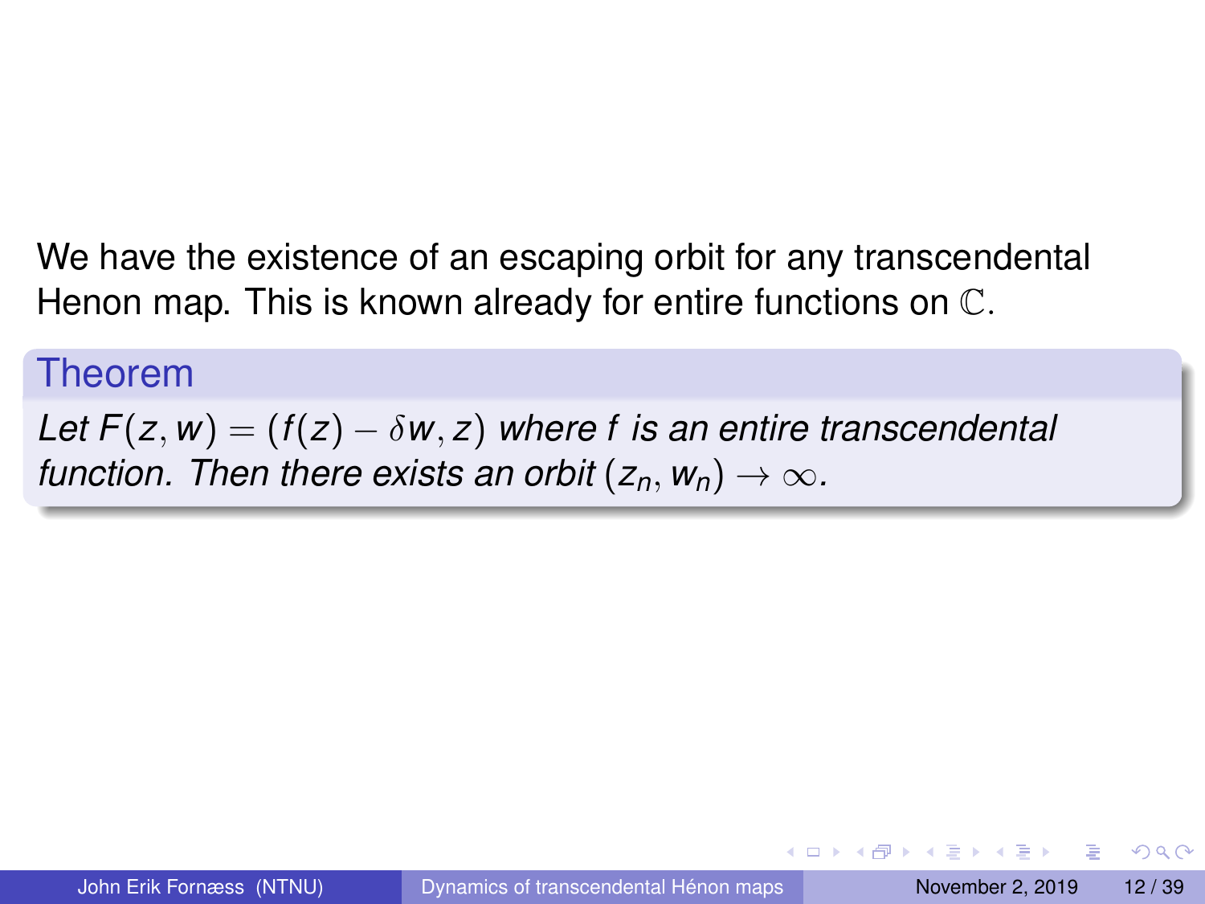We have the existence of an escaping orbit for any transcendental Henon map. This is known already for entire functions on $\mathbb{C}$.

**Theorem**

*Let $F(z,w) = (f(z) - \delta w, z)$ where $f$ is an entire transcendental function. Then there exists an orbit $(z_n, w_n) \to \infty$.*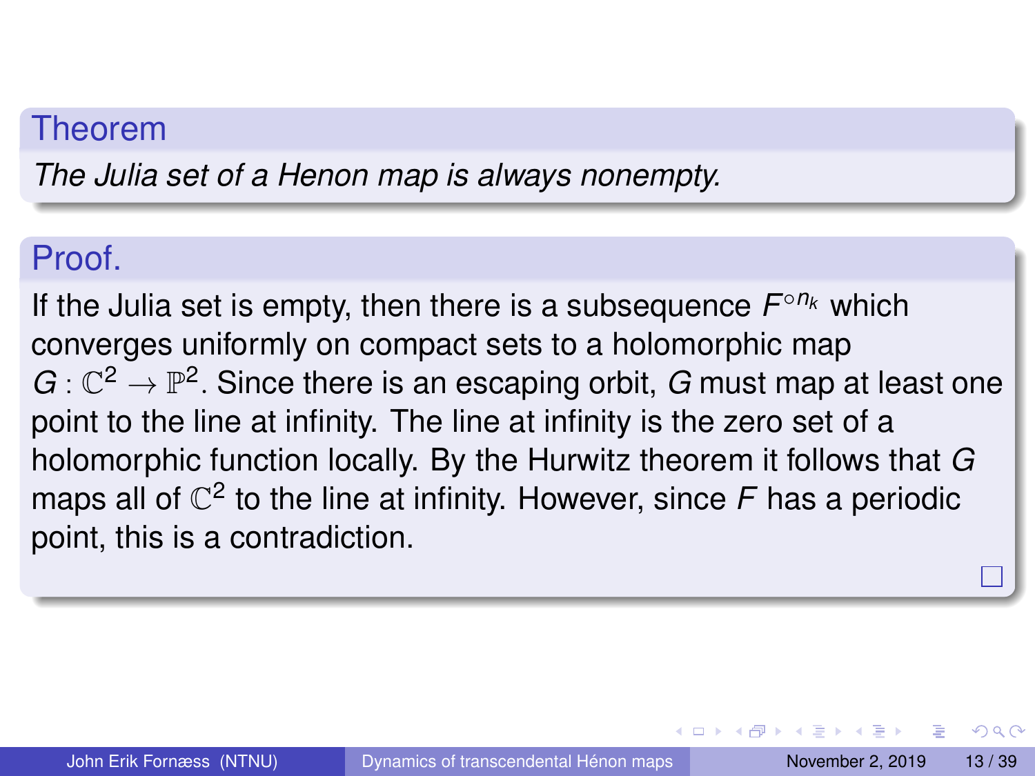**Theorem**

*The Julia set of a Henon map is always nonempty.*

**Proof.**

If the Julia set is empty, then there is a subsequence $F^{\circ n_k}$ which converges uniformly on compact sets to a holomorphic map $G : \mathbb{C}^2 \to \mathbb{P}^2$. Since there is an escaping orbit, $G$ must map at least one point to the line at infinity. The line at infinity is the zero set of a holomorphic function locally. By the Hurwitz theorem it follows that $G$ maps all of $\mathbb{C}^2$ to the line at infinity. However, since $F$ has a periodic point, this is a contradiction. □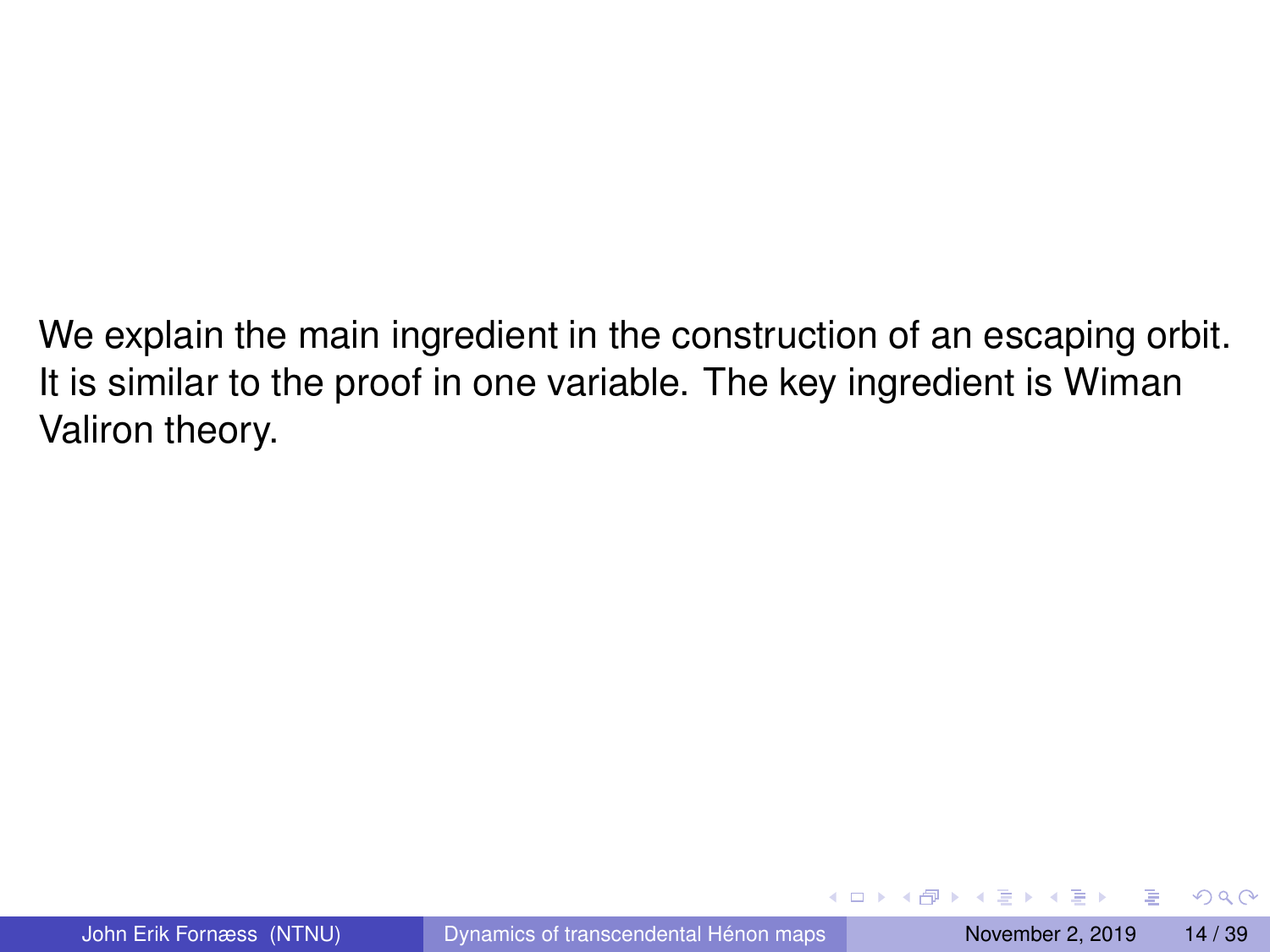We explain the main ingredient in the construction of an escaping orbit. It is similar to the proof in one variable. The key ingredient is Wiman Valiron theory.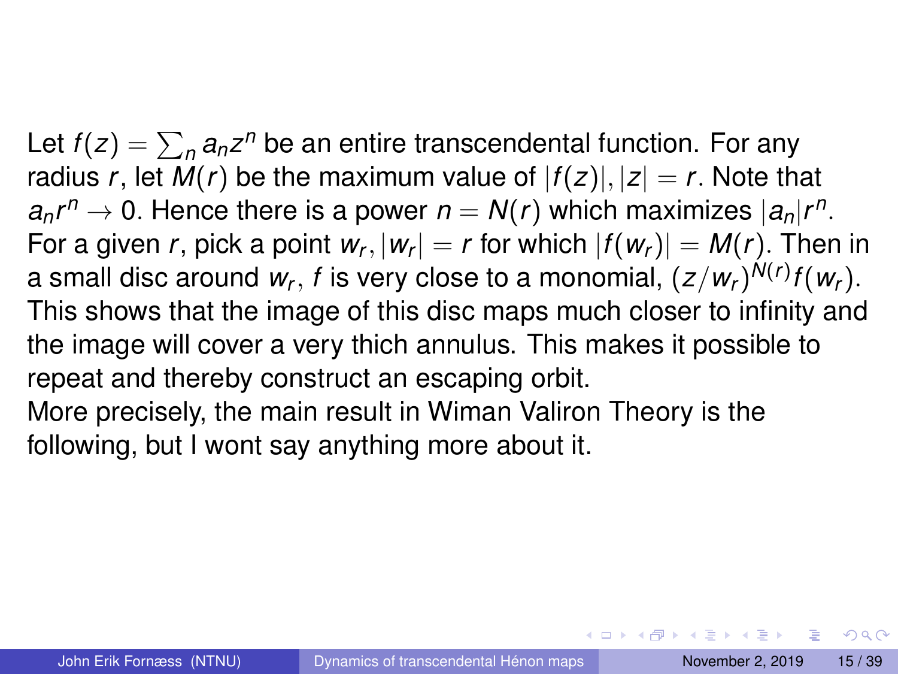Let $f(z) = \sum_n a_n z^n$ be an entire transcendental function. For any radius $r$, let $M(r)$ be the maximum value of $|f(z)|, |z| = r$. Note that $a_n r^n \to 0$. Hence there is a power $n = N(r)$ which maximizes $|a_n| r^n$. For a given $r$, pick a point $w_r, |w_r| = r$ for which $|f(w_r)| = M(r)$. Then in a small disc around $w_r$, $f$ is very close to a monomial, $(z/w_r)^{N(r)} f(w_r)$. This shows that the image of this disc maps much closer to infinity and the image will cover a very thich annulus. This makes it possible to repeat and thereby construct an escaping orbit.
More precisely, the main result in Wiman Valiron Theory is the following, but I wont say anything more about it.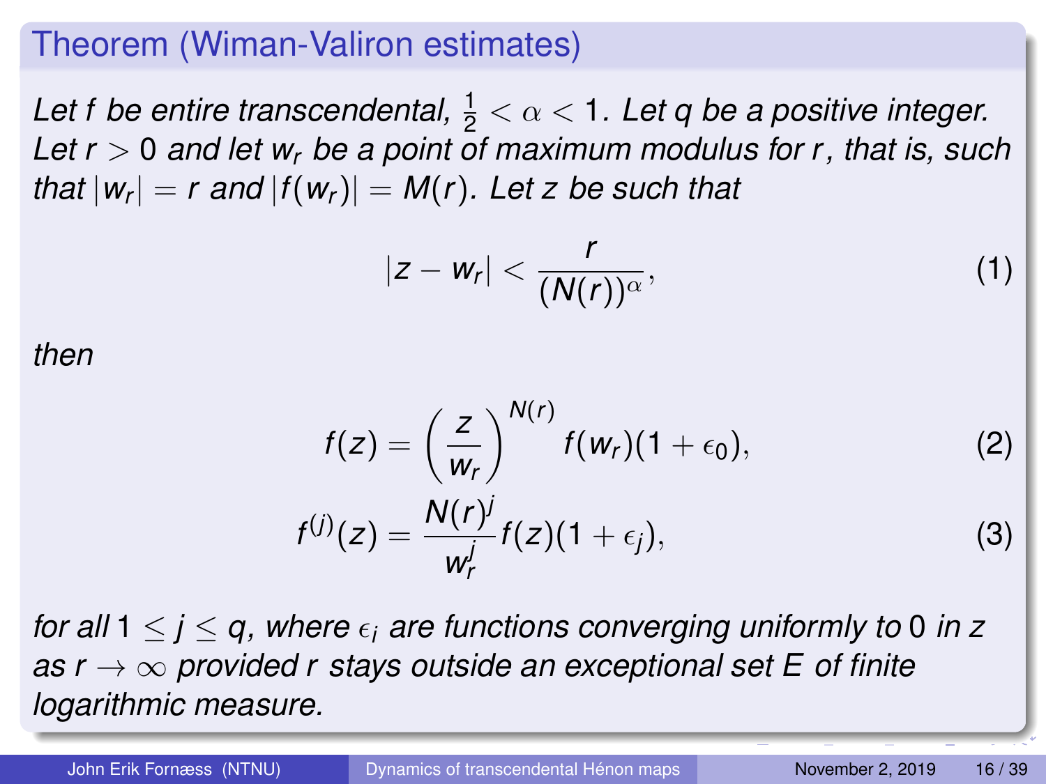### Theorem (Wiman-Valiron estimates)

*Let $f$ be entire transcendental, $\frac{1}{2} < \alpha < 1$. Let $q$ be a positive integer. Let $r > 0$ and let $w_r$ be a point of maximum modulus for $r$, that is, such that $|w_r| = r$ and $|f(w_r)| = M(r)$. Let $z$ be such that*

$$|z - w_r| < \frac{r}{(N(r))^{\alpha}}, \tag{1}$$

*then*

$$f(z) = \left(\frac{z}{w_r}\right)^{N(r)} f(w_r)(1 + \epsilon_0), \tag{2}$$

$$f^{(j)}(z) = \frac{N(r)^j}{w_r^j} f(z)(1 + \epsilon_j), \tag{3}$$

*for all $1 \leq j \leq q$, where $\epsilon_i$ are functions converging uniformly to $0$ in $z$ as $r \to \infty$ provided $r$ stays outside an exceptional set $E$ of finite logarithmic measure.*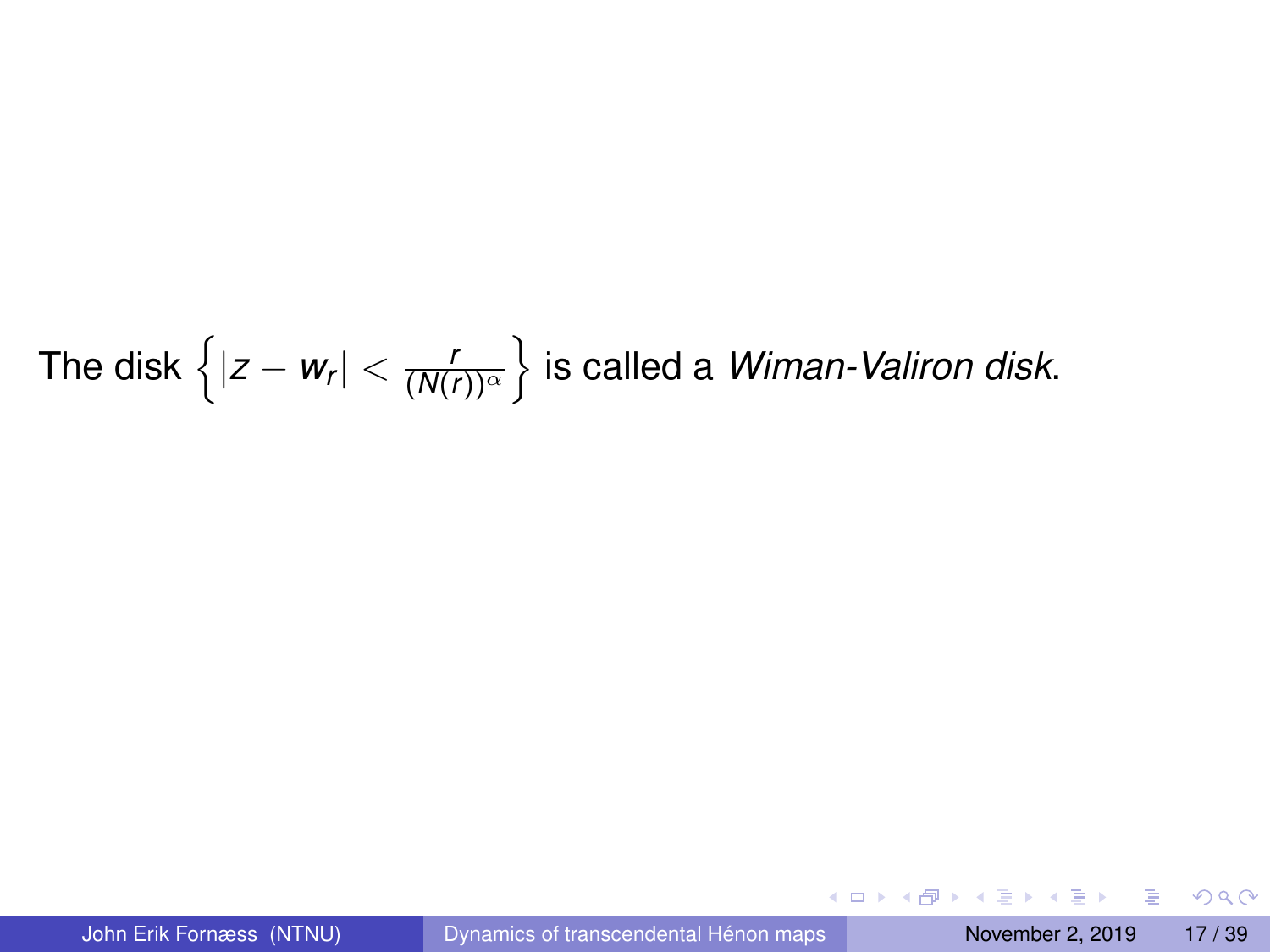The disk $\left\{ |z - w_r| < \frac{r}{(N(r))^{\alpha}} \right\}$ is called a *Wiman-Valiron disk*.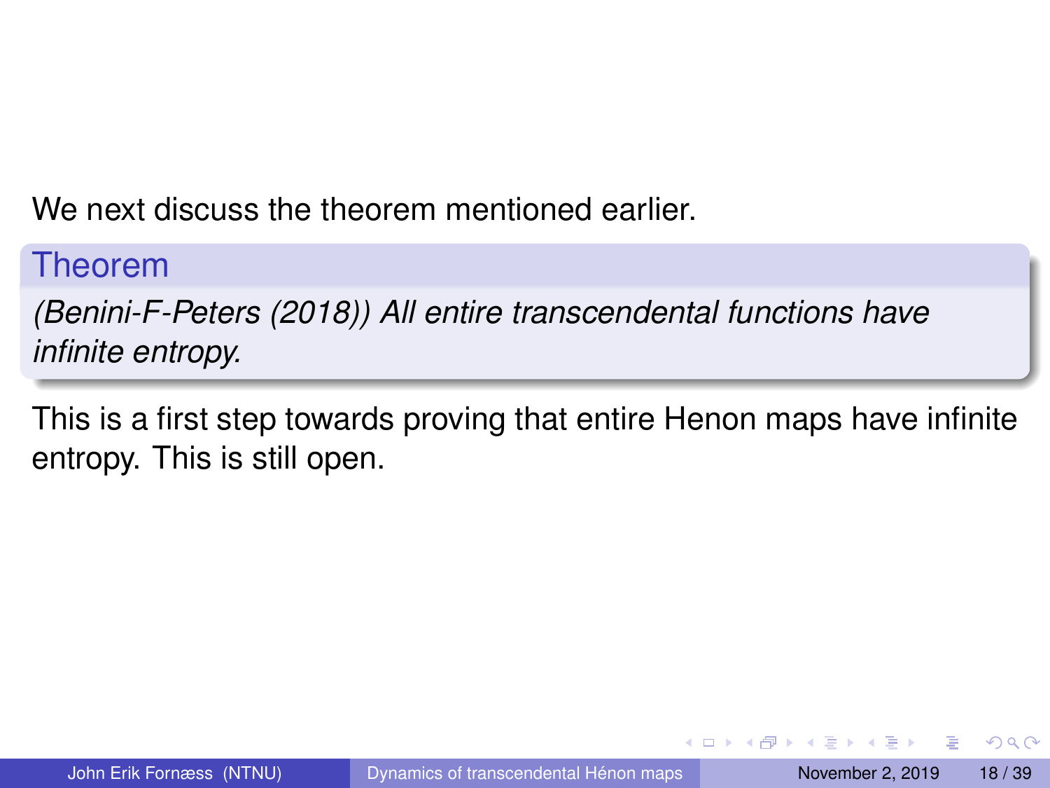We next discuss the theorem mentioned earlier.

**Theorem**

*(Benini-F-Peters (2018)) All entire transcendental functions have infinite entropy.*

This is a first step towards proving that entire Henon maps have infinite entropy. This is still open.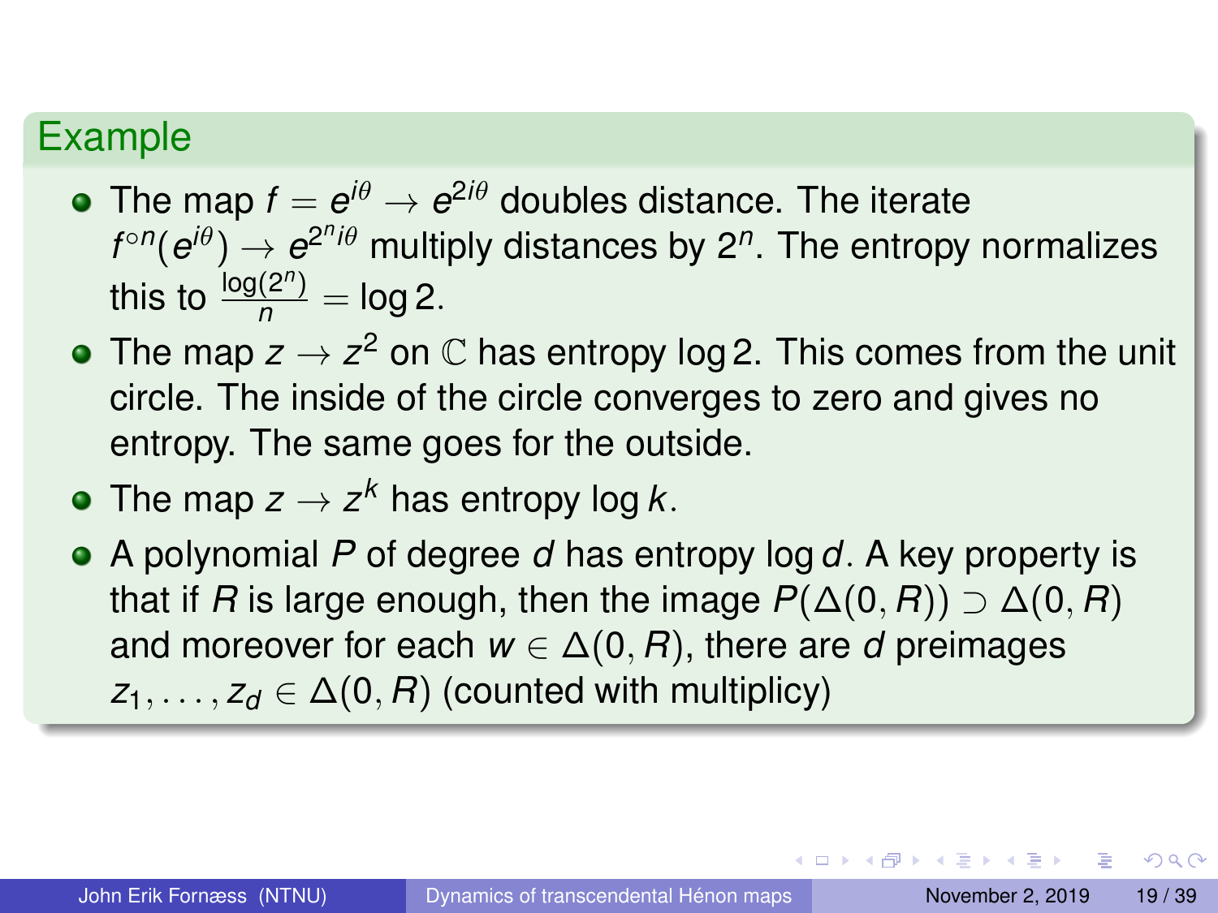## Example

- The map $f = e^{i\theta} \to e^{2i\theta}$ doubles distance. The iterate $f^{\circ n}(e^{i\theta}) \to e^{2^n i\theta}$ multiply distances by $2^n$. The entropy normalizes this to $\frac{\log(2^n)}{n} = \log 2$.
- The map $z \to z^2$ on $\mathbb{C}$ has entropy $\log 2$. This comes from the unit circle. The inside of the circle converges to zero and gives no entropy. The same goes for the outside.
- The map $z \to z^k$ has entropy $\log k$.
- A polynomial $P$ of degree $d$ has entropy $\log d$. A key property is that if $R$ is large enough, then the image $P(\Delta(0, R)) \supset \Delta(0, R)$ and moreover for each $w \in \Delta(0, R)$, there are $d$ preimages $z_1, \ldots, z_d \in \Delta(0, R)$ (counted with multiplicy)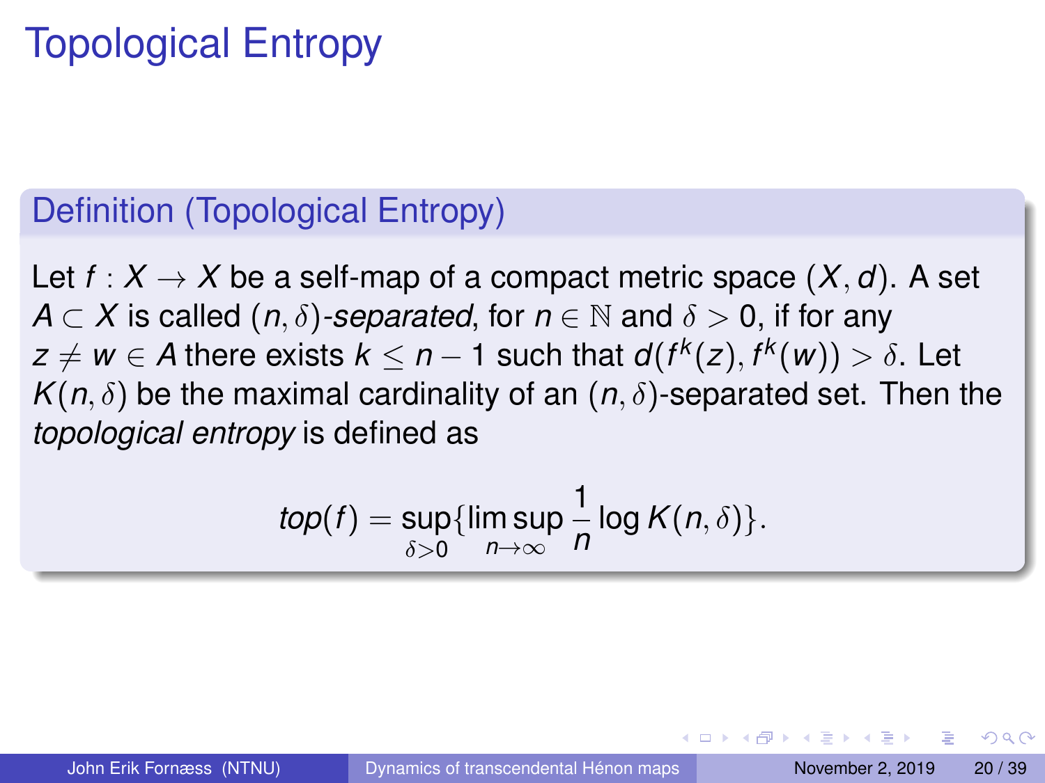# Topological Entropy

## Definition (Topological Entropy)

Let $f : X \to X$ be a self-map of a compact metric space $(X, d)$. A set $A \subset X$ is called $(n, \delta)$-*separated*, for $n \in \mathbb{N}$ and $\delta > 0$, if for any $z \neq w \in A$ there exists $k \leq n - 1$ such that $d(f^k(z), f^k(w)) > \delta$. Let $K(n, \delta)$ be the maximal cardinality of an $(n, \delta)$-separated set. Then the *topological entropy* is defined as

$$top(f) = \sup_{\delta > 0} \{ \limsup_{n \to \infty} \frac{1}{n} \log K(n, \delta) \}.$$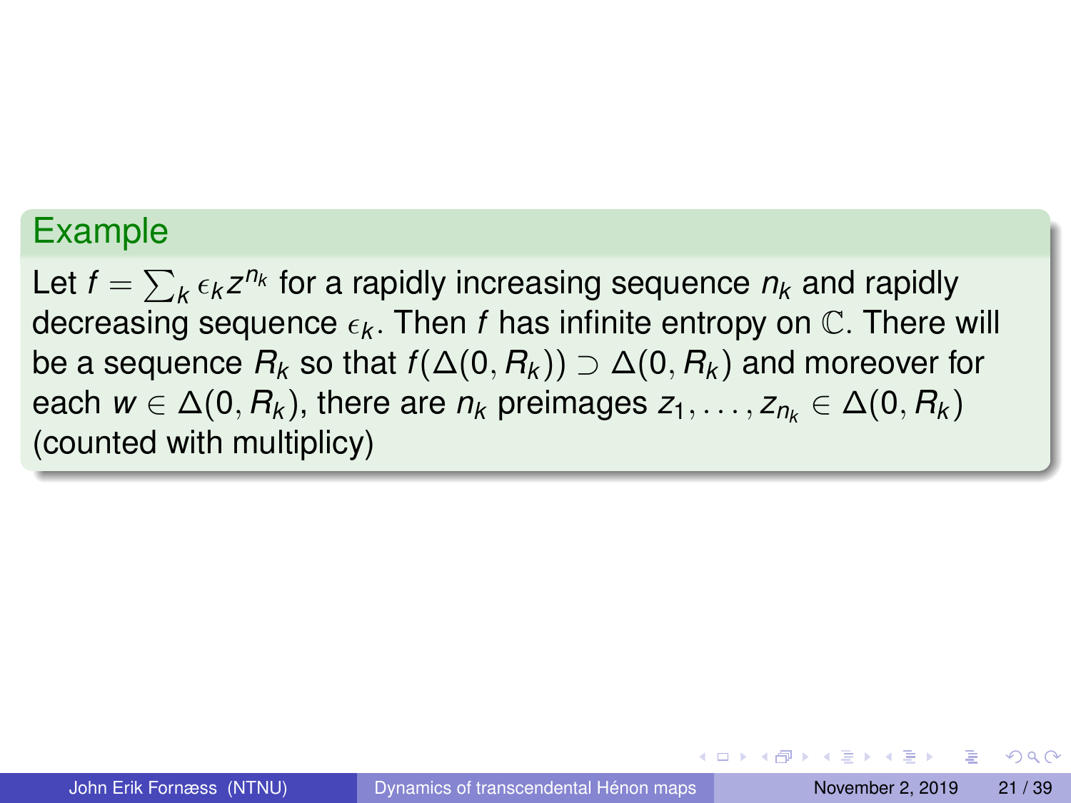## Example

Let $f = \sum_k \epsilon_k z^{n_k}$ for a rapidly increasing sequence $n_k$ and rapidly decreasing sequence $\epsilon_k$. Then $f$ has infinite entropy on $\mathbb{C}$. There will be a sequence $R_k$ so that $f(\Delta(0, R_k)) \supset \Delta(0, R_k)$ and moreover for each $w \in \Delta(0, R_k)$, there are $n_k$ preimages $z_1, \ldots, z_{n_k} \in \Delta(0, R_k)$ (counted with multiplicy)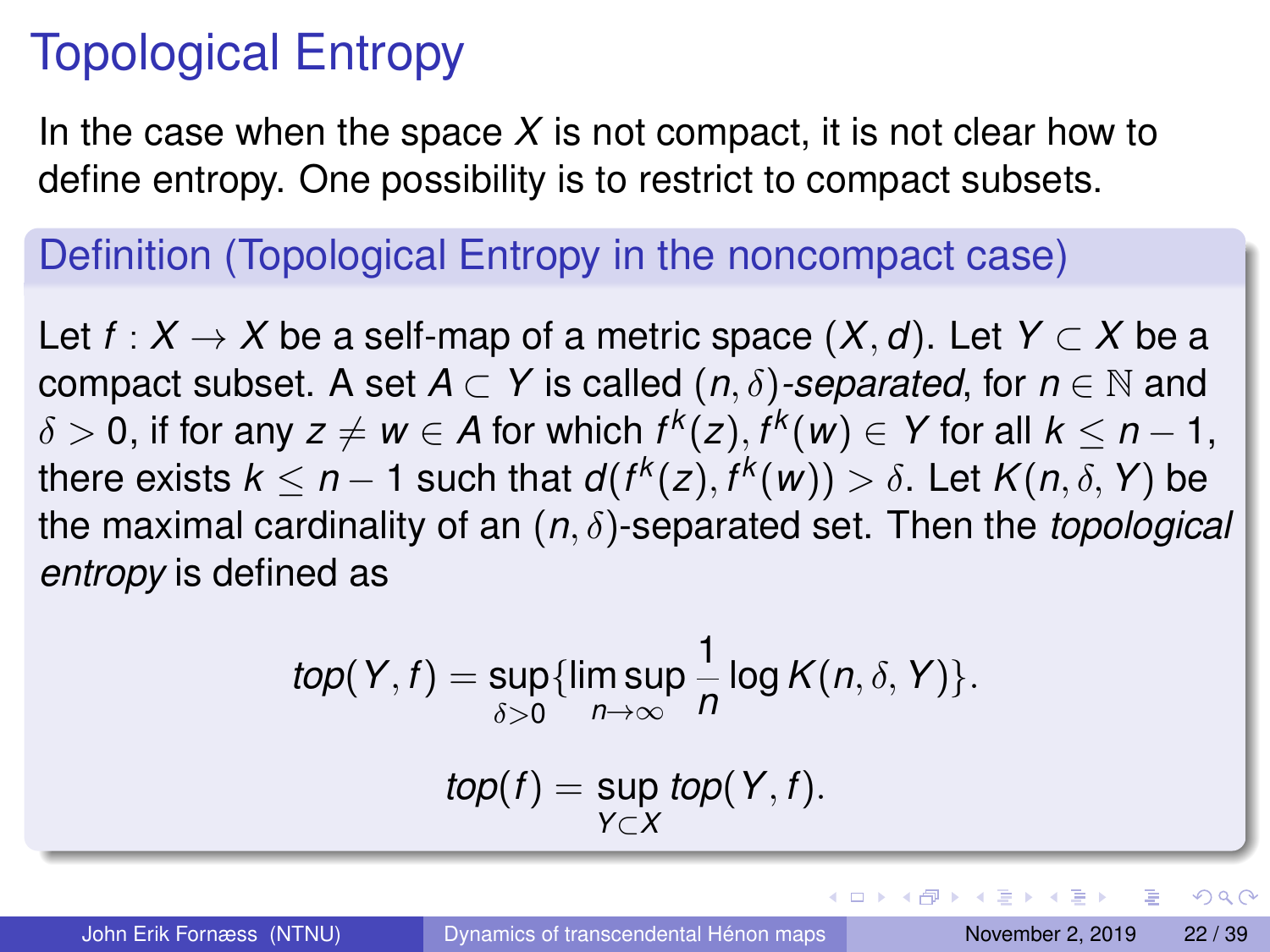# Topological Entropy

In the case when the space $X$ is not compact, it is not clear how to define entropy. One possibility is to restrict to compact subsets.

## Definition (Topological Entropy in the noncompact case)

Let $f : X \to X$ be a self-map of a metric space $(X, d)$. Let $Y \subset X$ be a compact subset. A set $A \subset Y$ is called $(n, \delta)$-*separated*, for $n \in \mathbb{N}$ and $\delta > 0$, if for any $z \neq w \in A$ for which $f^k(z), f^k(w) \in Y$ for all $k \leq n - 1$, there exists $k \leq n - 1$ such that $d(f^k(z), f^k(w)) > \delta$. Let $K(n, \delta, Y)$ be the maximal cardinality of an $(n, \delta)$-separated set. Then the *topological entropy* is defined as

$$top(Y, f) = \sup_{\delta > 0} \{\limsup_{n \to \infty} \frac{1}{n} \log K(n, \delta, Y)\}.$$

$$top(f) = \sup_{Y \subset X} top(Y, f).$$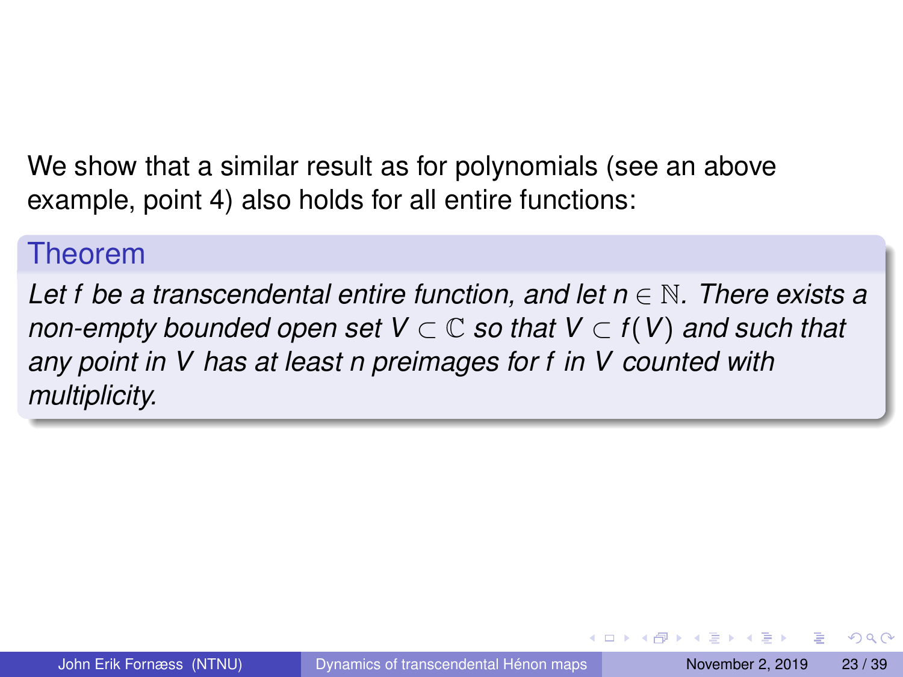We show that a similar result as for polynomials (see an above example, point 4) also holds for all entire functions:

**Theorem**

*Let $f$ be a transcendental entire function, and let $n \in \mathbb{N}$. There exists a non-empty bounded open set $V \subset \mathbb{C}$ so that $V \subset f(V)$ and such that any point in $V$ has at least $n$ preimages for $f$ in $V$ counted with multiplicity.*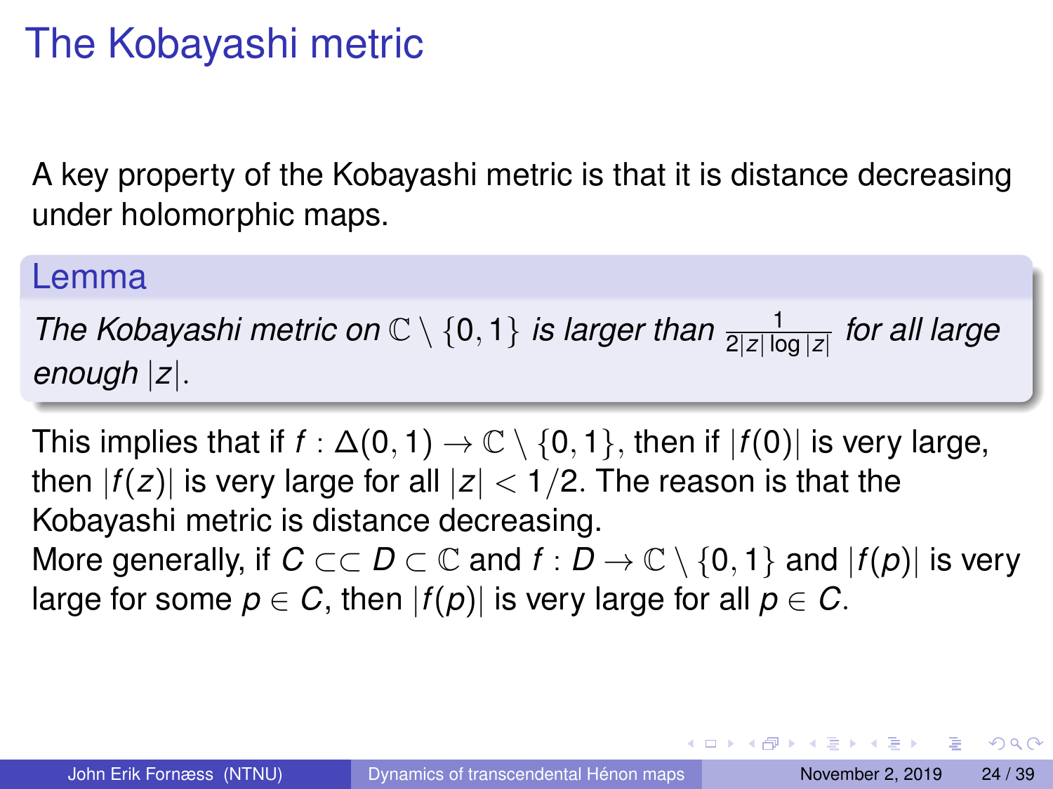# The Kobayashi metric

A key property of the Kobayashi metric is that it is distance decreasing under holomorphic maps.

**Lemma**

*The Kobayashi metric on $\mathbb{C} \setminus \{0, 1\}$ is larger than $\frac{1}{2|z| \log |z|}$ for all large enough $|z|$.*

This implies that if $f : \Delta(0, 1) \to \mathbb{C} \setminus \{0, 1\}$, then if $|f(0)|$ is very large, then $|f(z)|$ is very large for all $|z| < 1/2$. The reason is that the Kobayashi metric is distance decreasing.
More generally, if $C \subset\subset D \subset \mathbb{C}$ and $f : D \to \mathbb{C} \setminus \{0, 1\}$ and $|f(p)|$ is very large for some $p \in C$, then $|f(p)|$ is very large for all $p \in C$.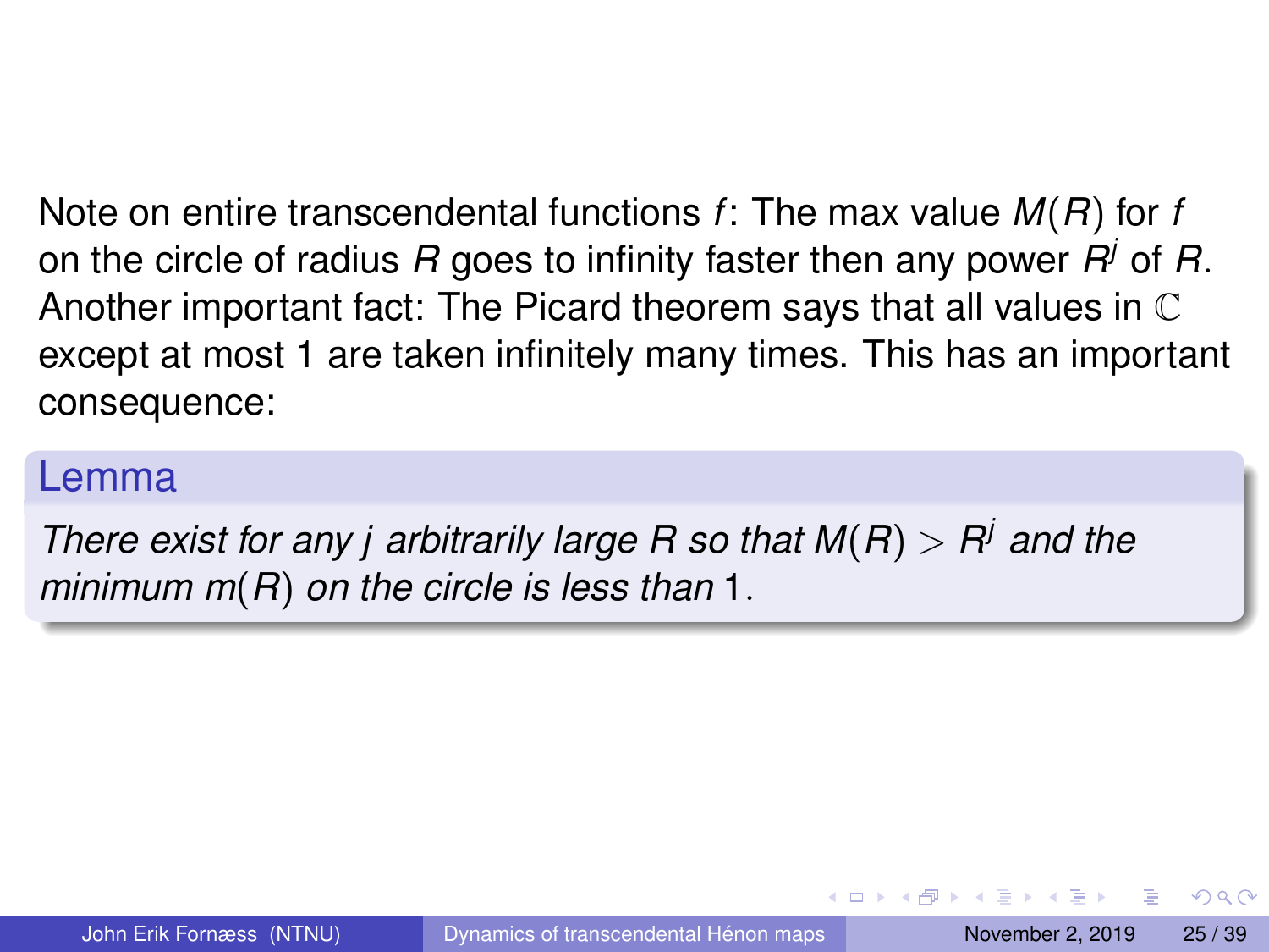Note on entire transcendental functions $f$: The max value $M(R)$ for $f$ on the circle of radius $R$ goes to infinity faster then any power $R^j$ of $R$. Another important fact: The Picard theorem says that all values in $\mathbb{C}$ except at most 1 are taken infinitely many times. This has an important consequence:

**Lemma**

*There exist for any $j$ arbitrarily large $R$ so that $M(R) > R^j$ and the minimum $m(R)$ on the circle is less than $1$.*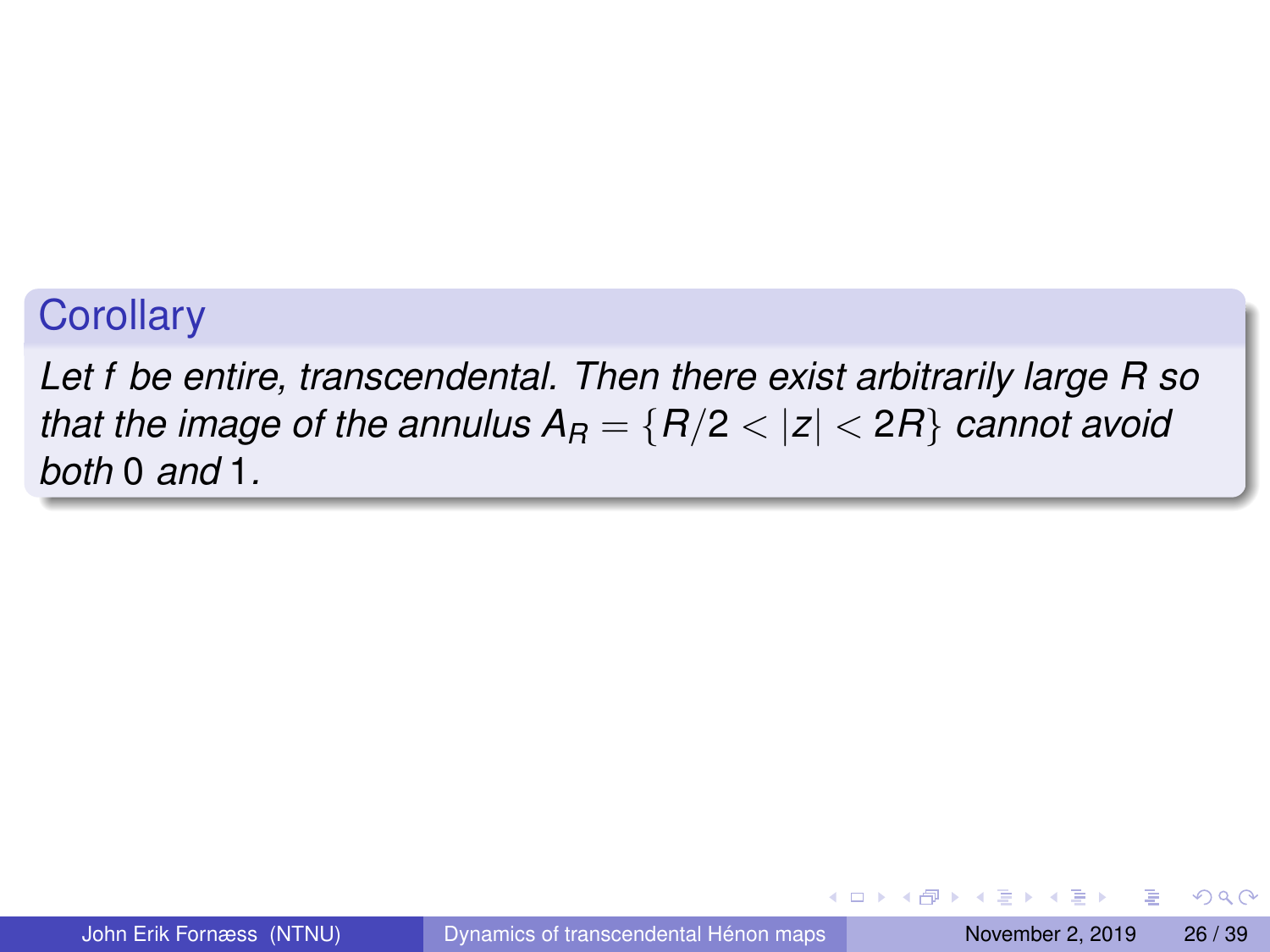**Corollary**

*Let $f$ be entire, transcendental. Then there exist arbitrarily large $R$ so that the image of the annulus $A_R = \{R/2 < |z| < 2R\}$ cannot avoid both $0$ and $1$.*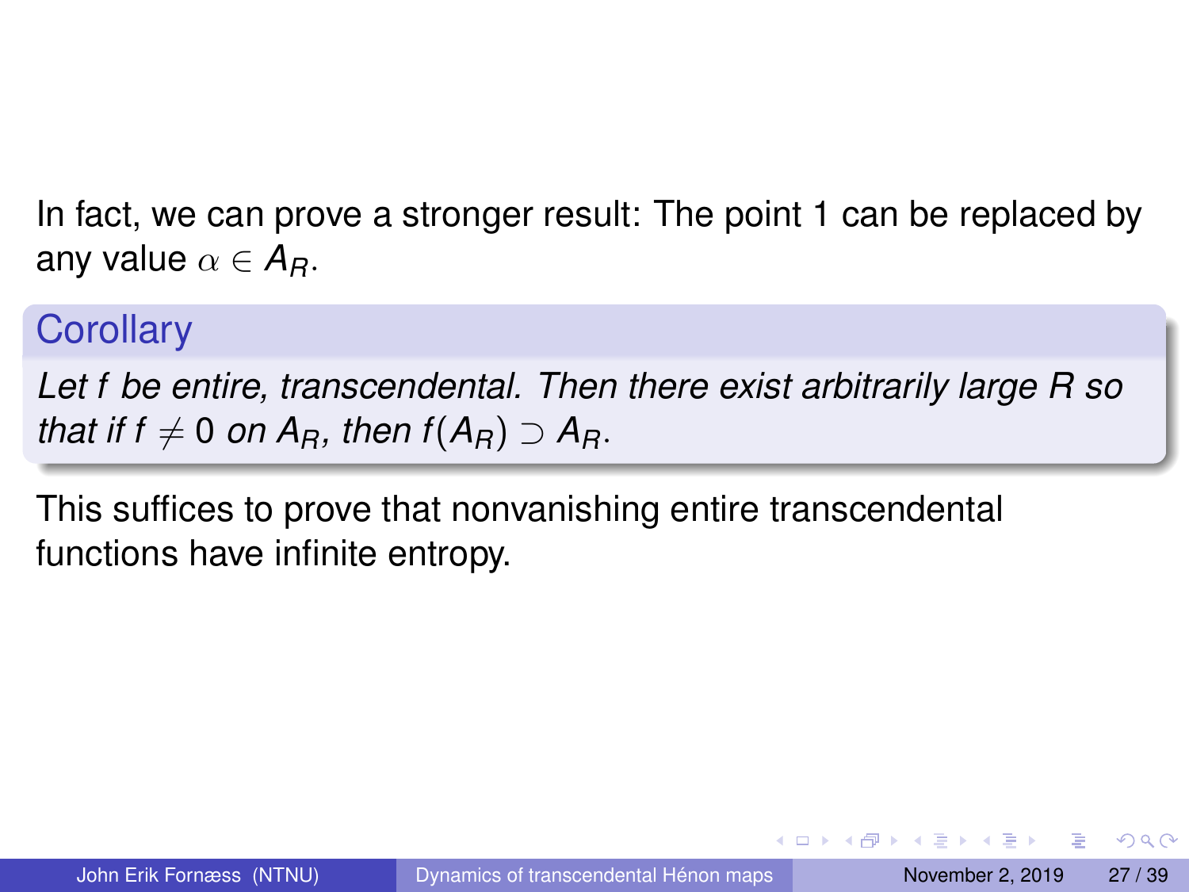In fact, we can prove a stronger result: The point 1 can be replaced by any value $\alpha \in A_R$.

**Corollary**

*Let $f$ be entire, transcendental. Then there exist arbitrarily large $R$ so that if $f \neq 0$ on $A_R$, then $f(A_R) \supset A_R$.*

This suffices to prove that nonvanishing entire transcendental functions have infinite entropy.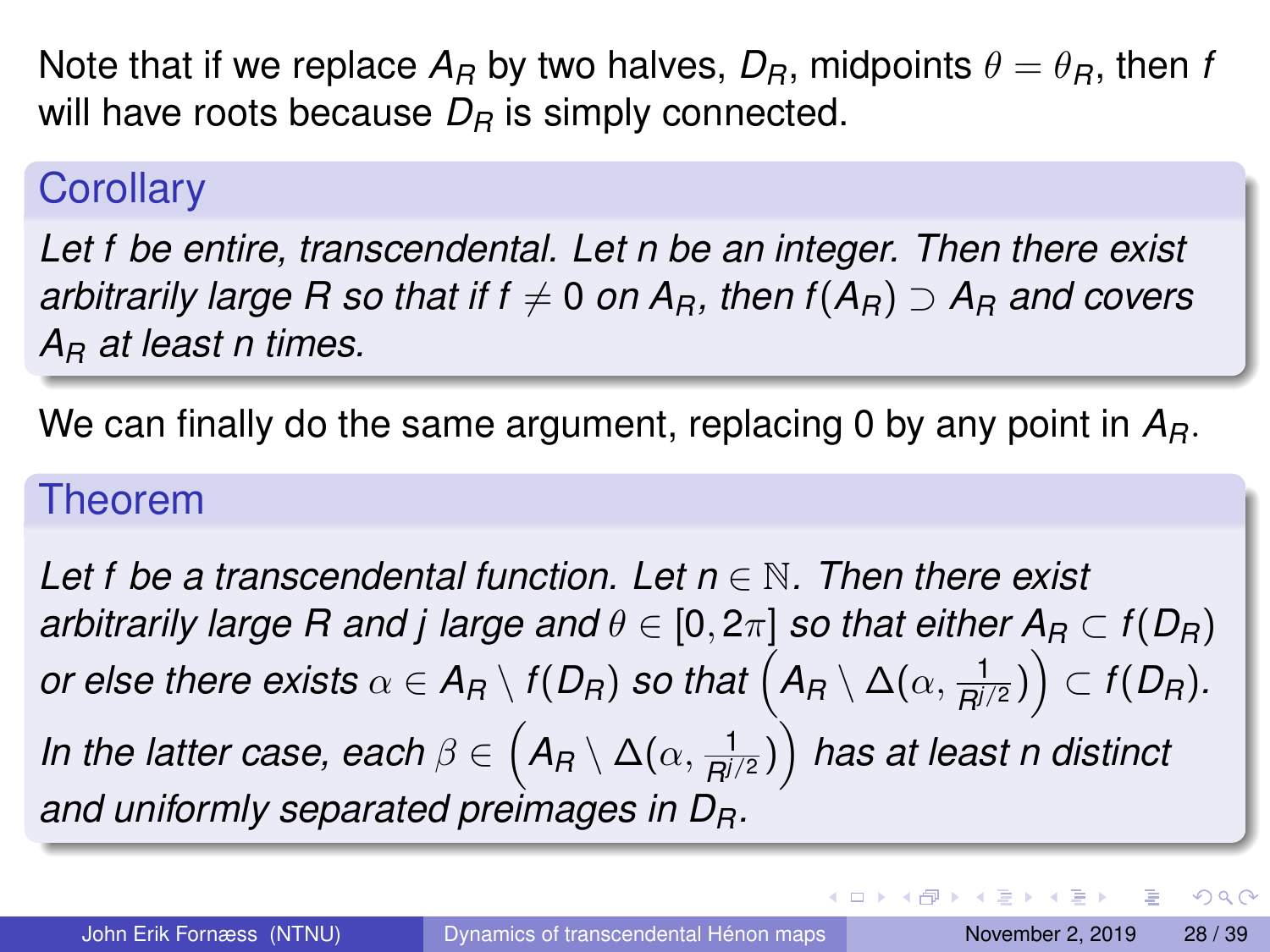Note that if we replace $A_R$ by two halves, $D_R$, midpoints $\theta = \theta_R$, then $f$ will have roots because $D_R$ is simply connected.

**Corollary**

*Let $f$ be entire, transcendental. Let $n$ be an integer. Then there exist arbitrarily large $R$ so that if $f \neq 0$ on $A_R$, then $f(A_R) \supset A_R$ and covers $A_R$ at least $n$ times.*

We can finally do the same argument, replacing 0 by any point in $A_R$.

**Theorem**

*Let $f$ be a transcendental function. Let $n \in \mathbb{N}$. Then there exist arbitrarily large $R$ and $j$ large and $\theta \in [0, 2\pi]$ so that either $A_R \subset f(D_R)$ or else there exists $\alpha \in A_R \setminus f(D_R)$ so that $\left(A_R \setminus \Delta(\alpha, \frac{1}{R^{j/2}})\right) \subset f(D_R)$. In the latter case, each $\beta \in \left(A_R \setminus \Delta(\alpha, \frac{1}{R^{j/2}})\right)$ has at least $n$ distinct and uniformly separated preimages in $D_R$.*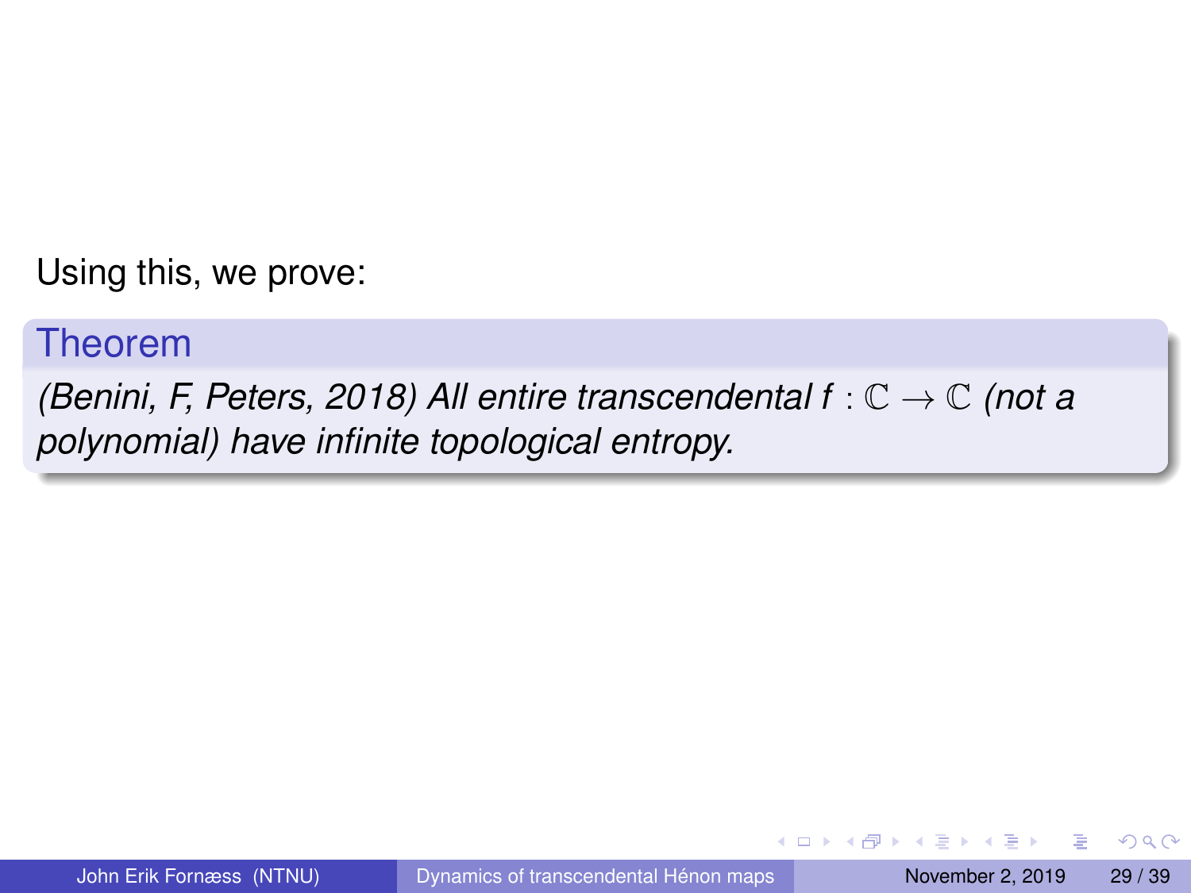Using this, we prove:

**Theorem**

*(Benini, F, Peters, 2018) All entire transcendental $f : \mathbb{C} \to \mathbb{C}$ (not a polynomial) have infinite topological entropy.*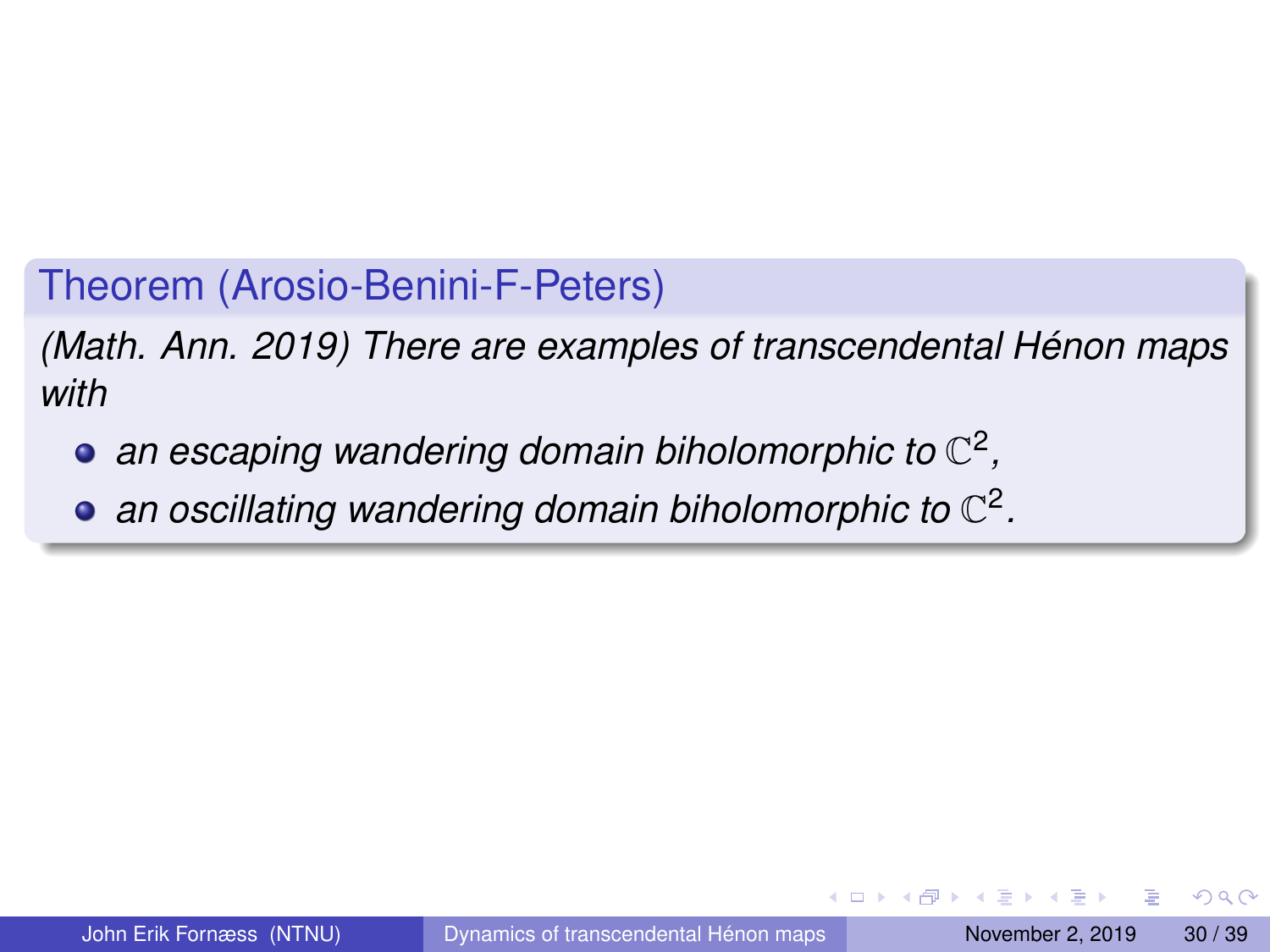**Theorem (Arosio-Benini-F-Peters)**

*(Math. Ann. 2019) There are examples of transcendental Hénon maps with*

- *an escaping wandering domain biholomorphic to* $\mathbb{C}^2$*,*
- *an oscillating wandering domain biholomorphic to* $\mathbb{C}^2$*.*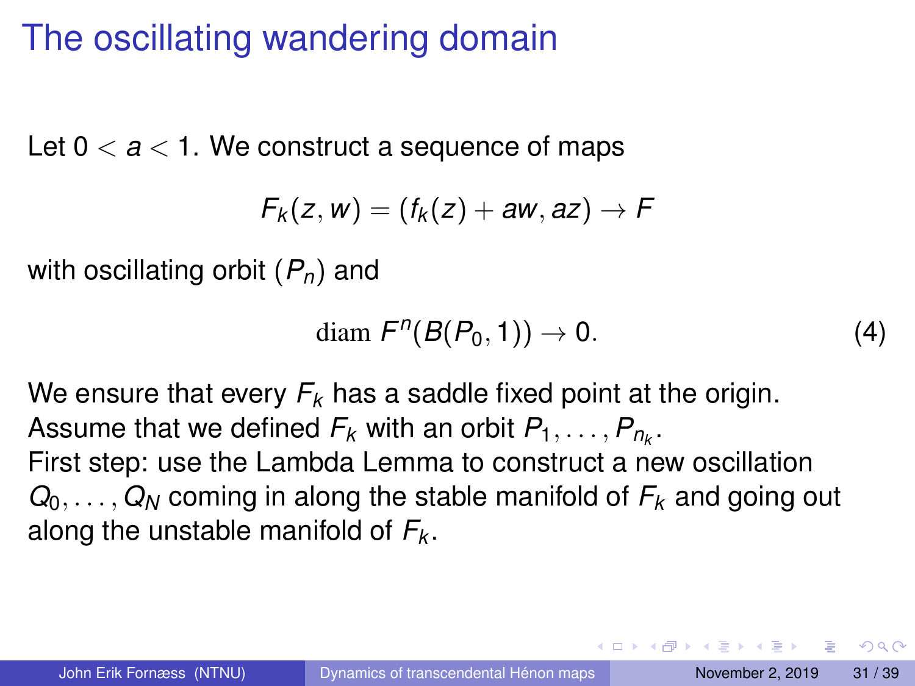# The oscillating wandering domain

Let $0 < a < 1$. We construct a sequence of maps

$$F_k(z, w) = (f_k(z) + aw, az) \to F$$

with oscillating orbit $(P_n)$ and

$$\text{diam } F^n(B(P_0, 1)) \to 0. \tag{4}$$

We ensure that every $F_k$ has a saddle fixed point at the origin.
Assume that we defined $F_k$ with an orbit $P_1, \ldots, P_{n_k}$.
First step: use the Lambda Lemma to construct a new oscillation $Q_0, \ldots, Q_N$ coming in along the stable manifold of $F_k$ and going out along the unstable manifold of $F_k$.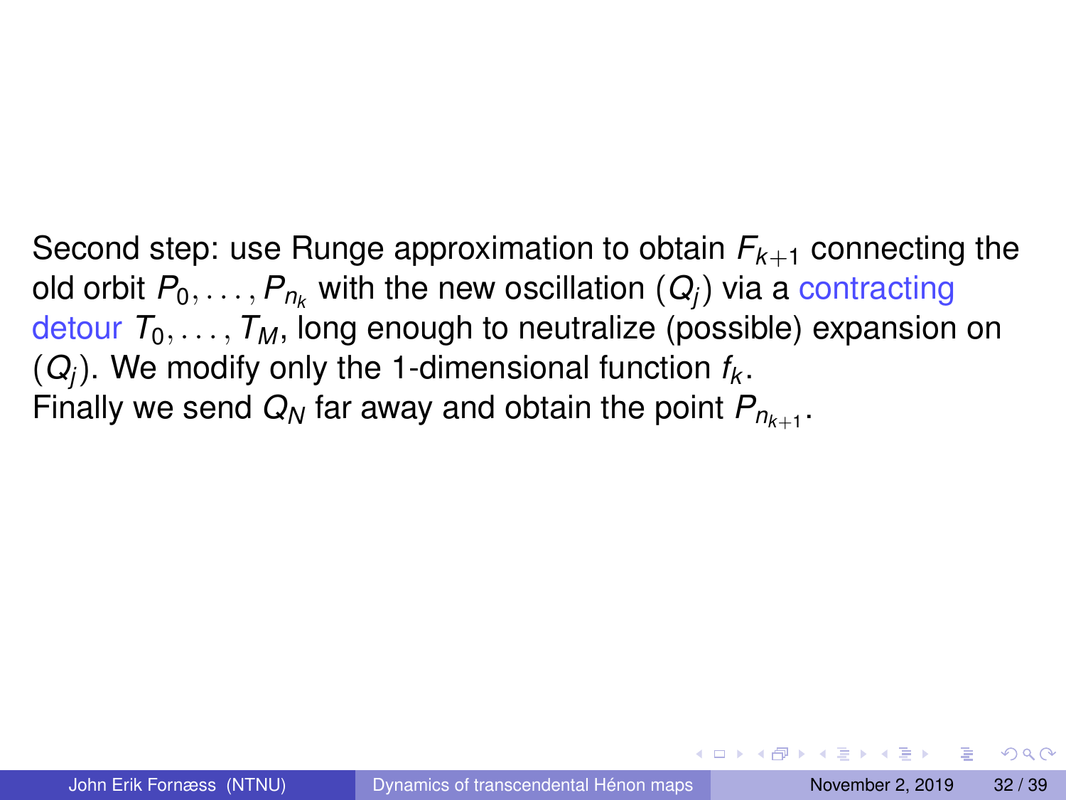Second step: use Runge approximation to obtain $F_{k+1}$ connecting the old orbit $P_0, \ldots, P_{n_k}$ with the new oscillation $(Q_j)$ via a contracting detour $T_0, \ldots, T_M$, long enough to neutralize (possible) expansion on $(Q_j)$. We modify only the 1-dimensional function $f_k$.
Finally we send $Q_N$ far away and obtain the point $P_{n_{k+1}}$.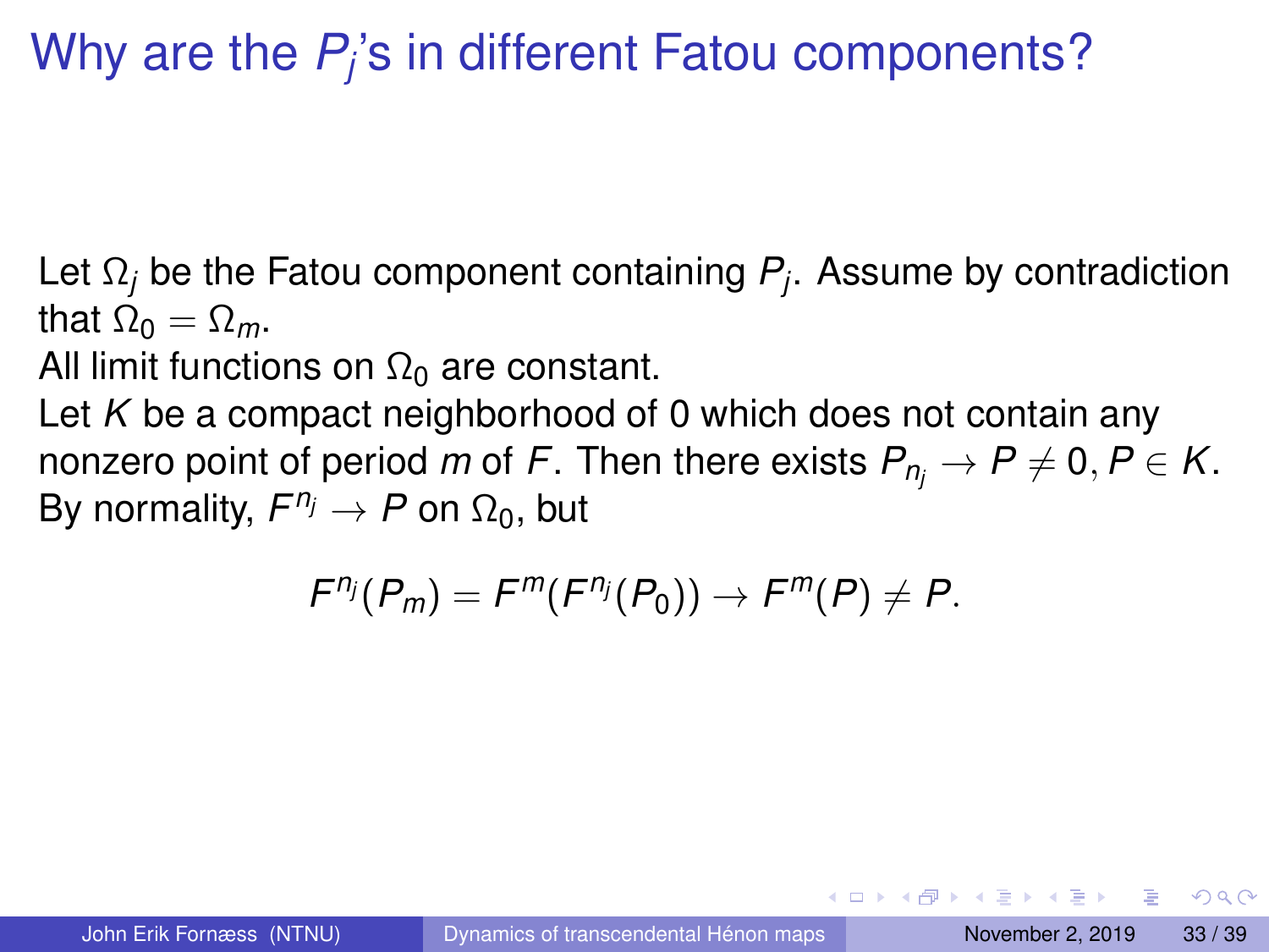# Why are the $P_j$'s in different Fatou components?

Let $\Omega_j$ be the Fatou component containing $P_j$. Assume by contradiction that $\Omega_0 = \Omega_m$.
All limit functions on $\Omega_0$ are constant.
Let $K$ be a compact neighborhood of 0 which does not contain any nonzero point of period $m$ of $F$. Then there exists $P_{n_j} \to P \neq 0, P \in K$.
By normality, $F^{n_j} \to P$ on $\Omega_0$, but

$$F^{n_j}(P_m) = F^m(F^{n_j}(P_0)) \to F^m(P) \neq P.$$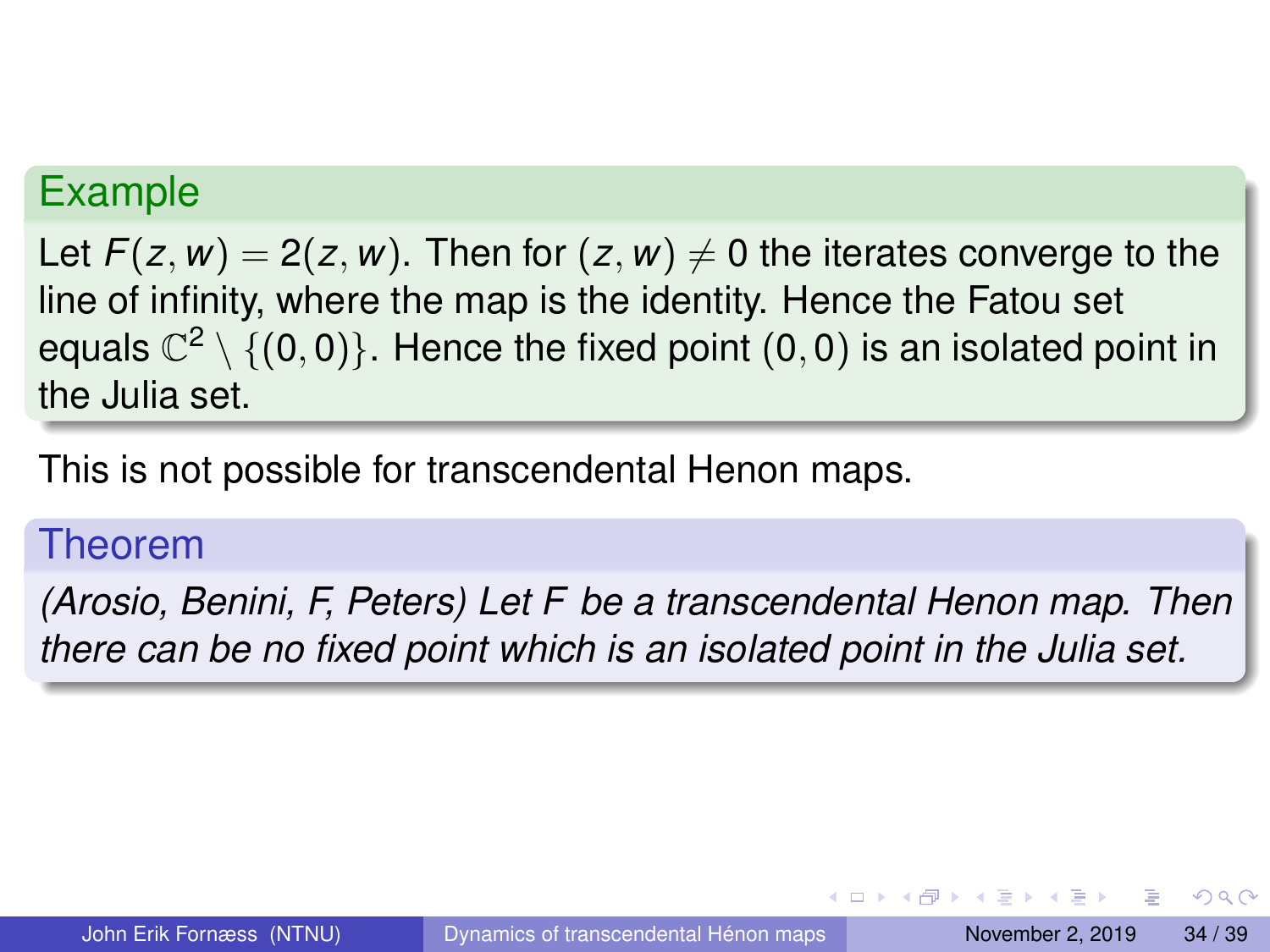**Example**

Let $F(z, w) = 2(z, w)$. Then for $(z, w) \neq 0$ the iterates converge to the line of infinity, where the map is the identity. Hence the Fatou set equals $\mathbb{C}^2 \setminus \{(0, 0)\}$. Hence the fixed point $(0, 0)$ is an isolated point in the Julia set.

This is not possible for transcendental Henon maps.

**Theorem**

*(Arosio, Benini, F, Peters) Let $F$ be a transcendental Henon map. Then there can be no fixed point which is an isolated point in the Julia set.*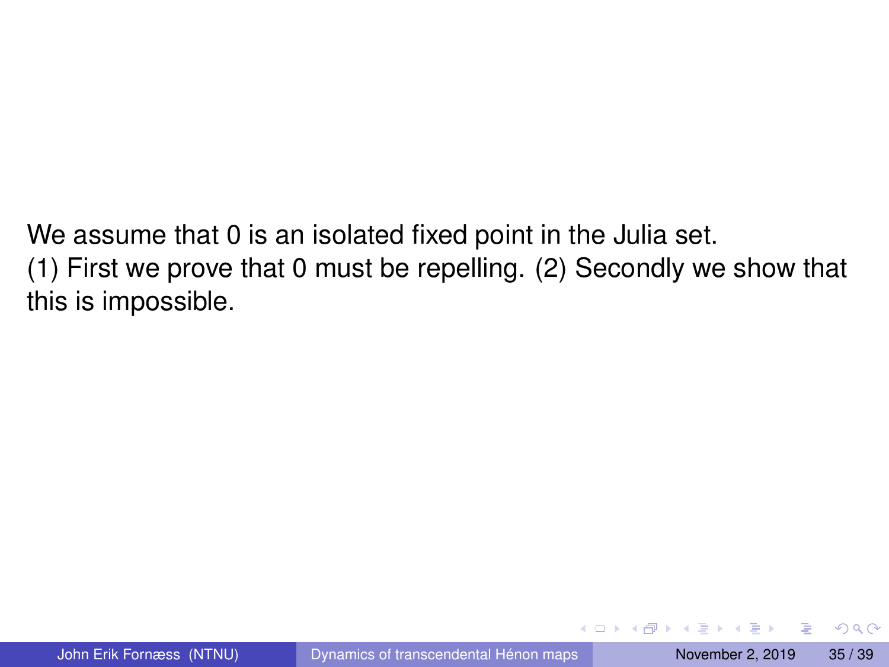We assume that 0 is an isolated fixed point in the Julia set.
(1) First we prove that 0 must be repelling. (2) Secondly we show that this is impossible.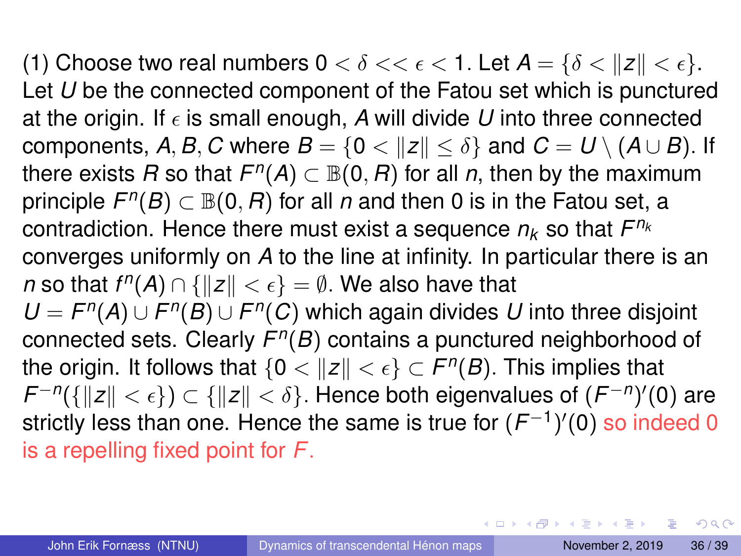(1) Choose two real numbers $0 < \delta << \epsilon < 1$. Let $A = \{\delta < \|z\| < \epsilon\}$. Let $U$ be the connected component of the Fatou set which is punctured at the origin. If $\epsilon$ is small enough, $A$ will divide $U$ into three connected components, $A, B, C$ where $B = \{0 < \|z\| \leq \delta\}$ and $C = U \setminus (A \cup B)$. If there exists $R$ so that $F^n(A) \subset \mathbb{B}(0, R)$ for all $n$, then by the maximum principle $F^n(B) \subset \mathbb{B}(0, R)$ for all $n$ and then 0 is in the Fatou set, a contradiction. Hence there must exist a sequence $n_k$ so that $F^{n_k}$ converges uniformly on $A$ to the line at infinity. In particular there is an $n$ so that $f^n(A) \cap \{\|z\| < \epsilon\} = \emptyset$. We also have that $U = F^n(A) \cup F^n(B) \cup F^n(C)$ which again divides $U$ into three disjoint connected sets. Clearly $F^n(B)$ contains a punctured neighborhood of the origin. It follows that $\{0 < \|z\| < \epsilon\} \subset F^n(B)$. This implies that $F^{-n}(\{\|z\| < \epsilon\}) \subset \{\|z\| < \delta\}$. Hence both eigenvalues of $(F^{-n})'(0)$ are strictly less than one. Hence the same is true for $(F^{-1})'(0)$ so indeed 0 is a repelling fixed point for $F$.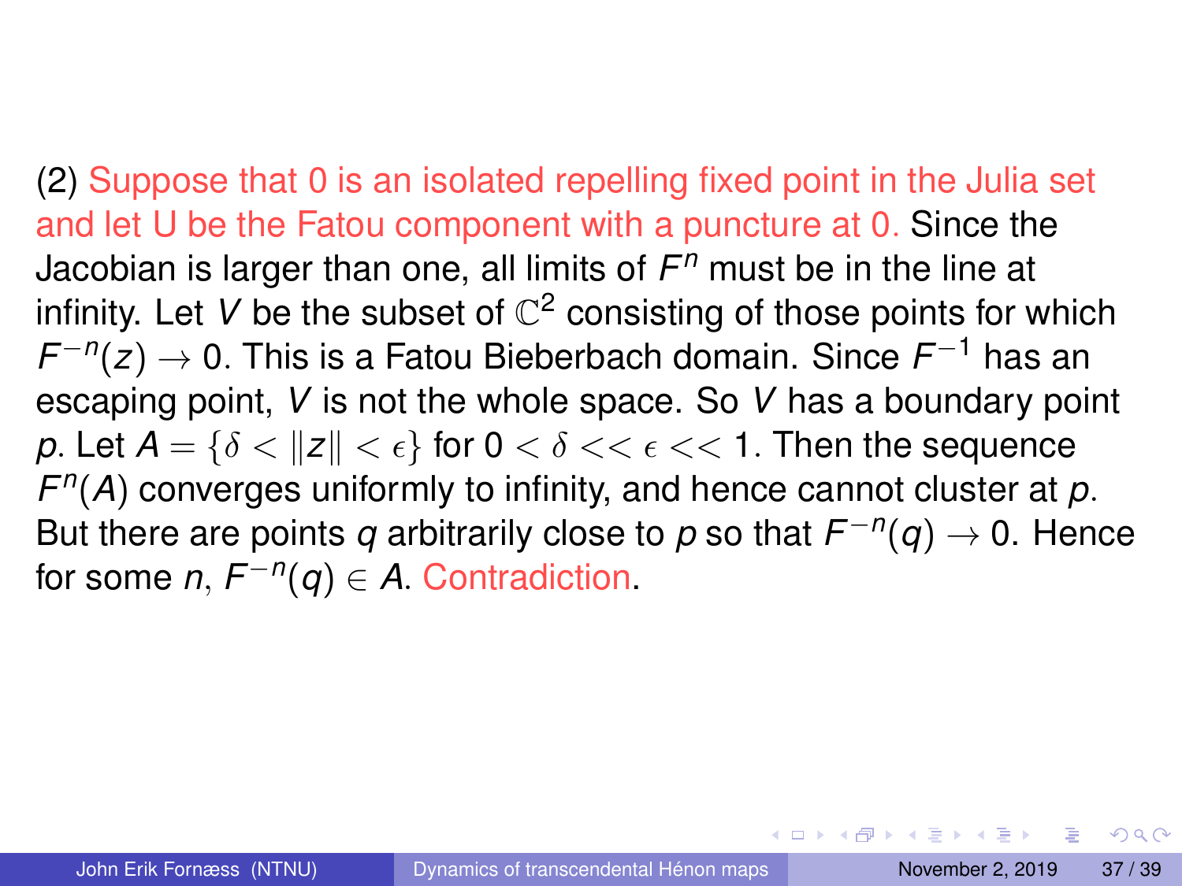(2) Suppose that 0 is an isolated repelling fixed point in the Julia set and let U be the Fatou component with a puncture at 0. Since the Jacobian is larger than one, all limits of $F^n$ must be in the line at infinity. Let $V$ be the subset of $\mathbb{C}^2$ consisting of those points for which $F^{-n}(z) \to 0$. This is a Fatou Bieberbach domain. Since $F^{-1}$ has an escaping point, $V$ is not the whole space. So $V$ has a boundary point $p$. Let $A = \{\delta < \|z\| < \epsilon\}$ for $0 < \delta << \epsilon << 1$. Then the sequence $F^n(A)$ converges uniformly to infinity, and hence cannot cluster at $p$. But there are points $q$ arbitrarily close to $p$ so that $F^{-n}(q) \to 0$. Hence for some $n$, $F^{-n}(q) \in A$. Contradiction.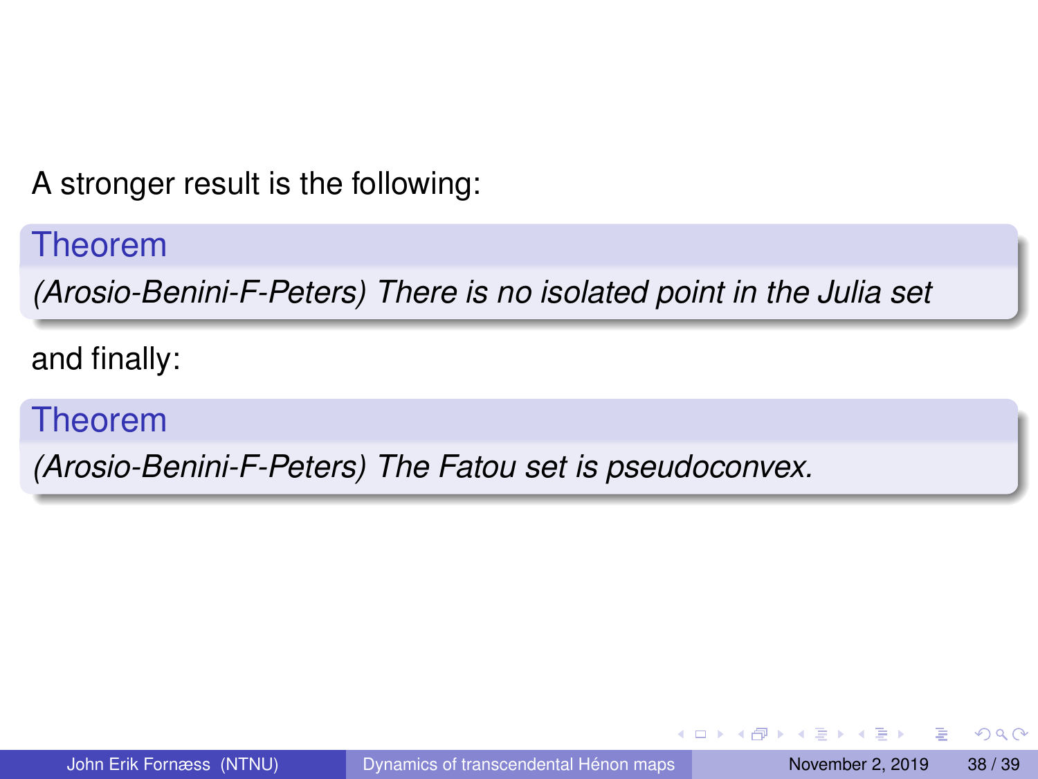A stronger result is the following:

**Theorem**

*(Arosio-Benini-F-Peters) There is no isolated point in the Julia set*

and finally:

**Theorem**

*(Arosio-Benini-F-Peters) The Fatou set is pseudoconvex.*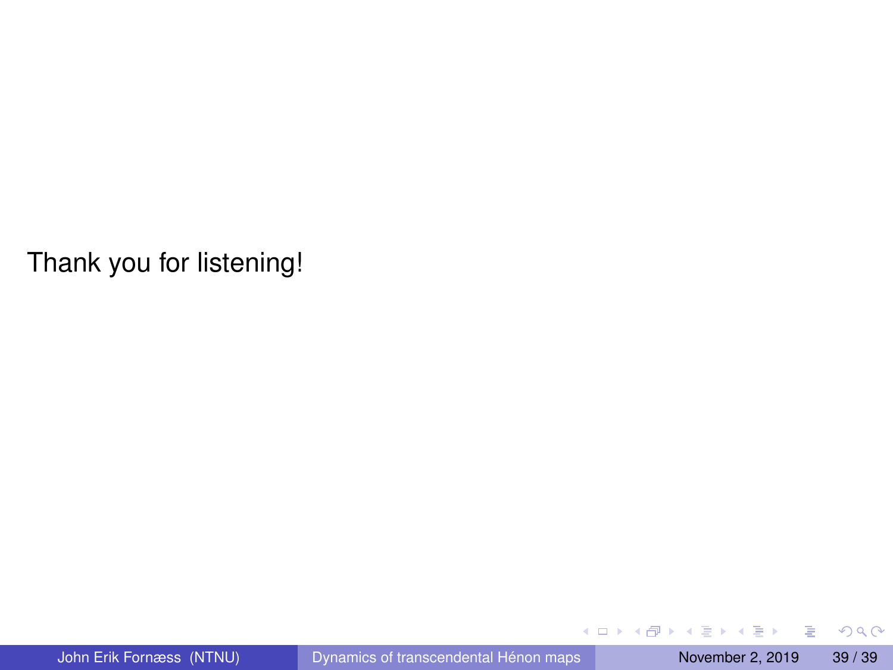Thank you for listening!